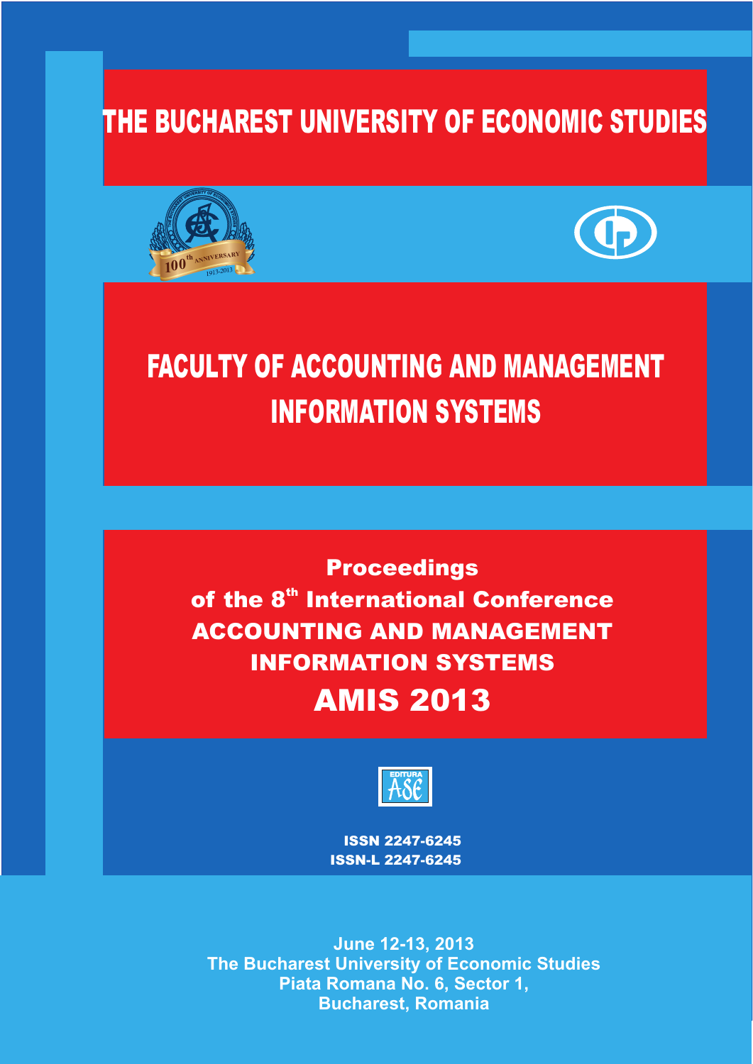# THE BUCHAREST UNIVERSITY OF ECONOMIC STUDIES

# FACULTY OF ACCOUNTING AND MANAGEMENT INFORMATION SYSTEMS

## Proceedings
## of the 8th International Conference
## ACCOUNTING AND MANAGEMENT INFORMATION SYSTEMS
## AMIS 2013

ISSN 2247-6245
ISSN-L 2247-6245

**June 12-13, 2013**
**The Bucharest University of Economic Studies**
**Piata Romana No. 6, Sector 1,**
**Bucharest, Romania**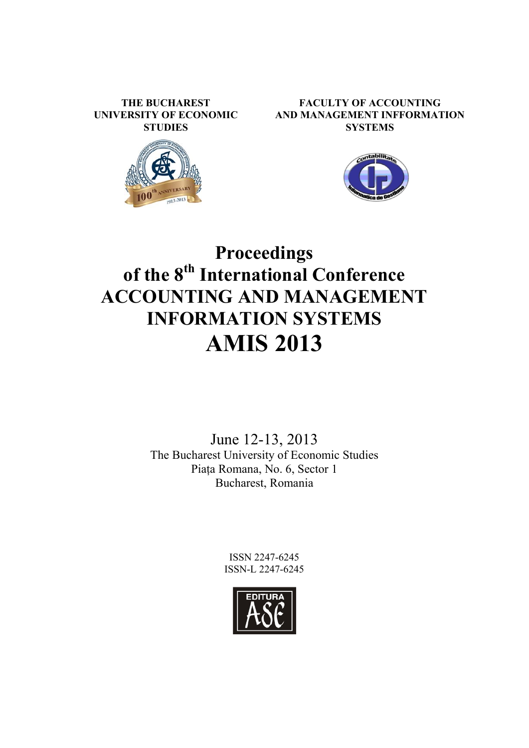**THE BUCHAREST UNIVERSITY OF ECONOMIC STUDIES**

**FACULTY OF ACCOUNTING AND MANAGEMENT INFFORMATION SYSTEMS**

# Proceedings of the 8th International Conference ACCOUNTING AND MANAGEMENT INFORMATION SYSTEMS

# AMIS 2013

June 12-13, 2013
The Bucharest University of Economic Studies
Piața Romana, No. 6, Sector 1
Bucharest, Romania

ISSN 2247-6245
ISSN-L 2247-6245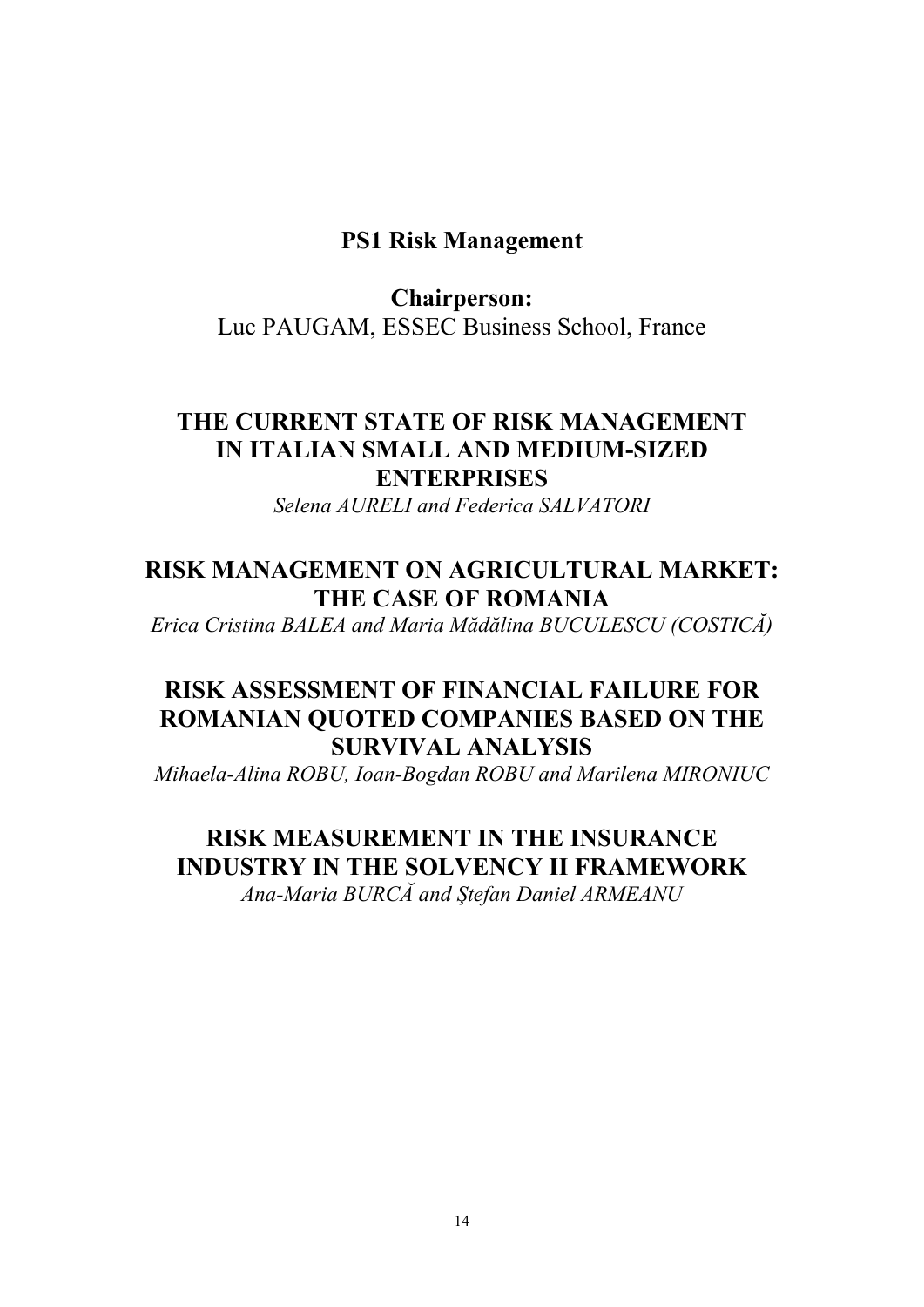## PS1 Risk Management

**Chairperson:**
Luc PAUGAM, ESSEC Business School, France

### THE CURRENT STATE OF RISK MANAGEMENT IN ITALIAN SMALL AND MEDIUM-SIZED ENTERPRISES

*Selena AURELI and Federica SALVATORI*

### RISK MANAGEMENT ON AGRICULTURAL MARKET: THE CASE OF ROMANIA

*Erica Cristina BALEA and Maria Mădălina BUCULESCU (COSTICĂ)*

### RISK ASSESSMENT OF FINANCIAL FAILURE FOR ROMANIAN QUOTED COMPANIES BASED ON THE SURVIVAL ANALYSIS

*Mihaela-Alina ROBU, Ioan-Bogdan ROBU and Marilena MIRONIUC*

### RISK MEASUREMENT IN THE INSURANCE INDUSTRY IN THE SOLVENCY II FRAMEWORK

*Ana-Maria BURCĂ and Ştefan Daniel ARMEANU*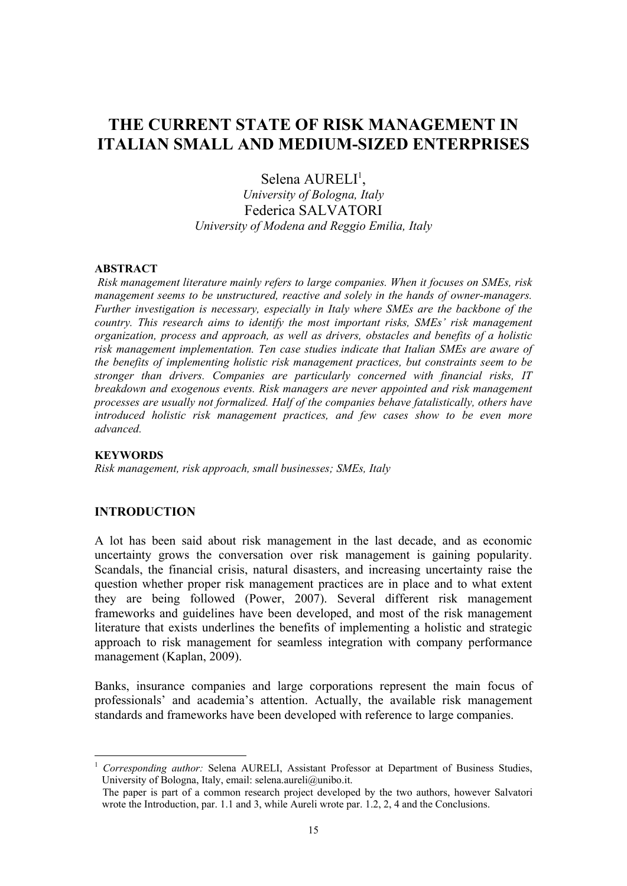# THE CURRENT STATE OF RISK MANAGEMENT IN ITALIAN SMALL AND MEDIUM-SIZED ENTERPRISES

Selena AURELI[1],
*University of Bologna, Italy*
Federica SALVATORI
*University of Modena and Reggio Emilia, Italy*

**ABSTRACT**

*Risk management literature mainly refers to large companies. When it focuses on SMEs, risk management seems to be unstructured, reactive and solely in the hands of owner-managers. Further investigation is necessary, especially in Italy where SMEs are the backbone of the country. This research aims to identify the most important risks, SMEs' risk management organization, process and approach, as well as drivers, obstacles and benefits of a holistic risk management implementation. Ten case studies indicate that Italian SMEs are aware of the benefits of implementing holistic risk management practices, but constraints seem to be stronger than drivers. Companies are particularly concerned with financial risks, IT breakdown and exogenous events. Risk managers are never appointed and risk management processes are usually not formalized. Half of the companies behave fatalistically, others have introduced holistic risk management practices, and few cases show to be even more advanced.*

**KEYWORDS**

*Risk management, risk approach, small businesses; SMEs, Italy*

## INTRODUCTION

A lot has been said about risk management in the last decade, and as economic uncertainty grows the conversation over risk management is gaining popularity. Scandals, the financial crisis, natural disasters, and increasing uncertainty raise the question whether proper risk management practices are in place and to what extent they are being followed (Power, 2007). Several different risk management frameworks and guidelines have been developed, and most of the risk management literature that exists underlines the benefits of implementing a holistic and strategic approach to risk management for seamless integration with company performance management (Kaplan, 2009).

Banks, insurance companies and large corporations represent the main focus of professionals' and academia's attention. Actually, the available risk management standards and frameworks have been developed with reference to large companies.

[1] *Corresponding author:* Selena AURELI, Assistant Professor at Department of Business Studies, University of Bologna, Italy, email: selena.aureli@unibo.it.
The paper is part of a common research project developed by the two authors, however Salvatori wrote the Introduction, par. 1.1 and 3, while Aureli wrote par. 1.2, 2, 4 and the Conclusions.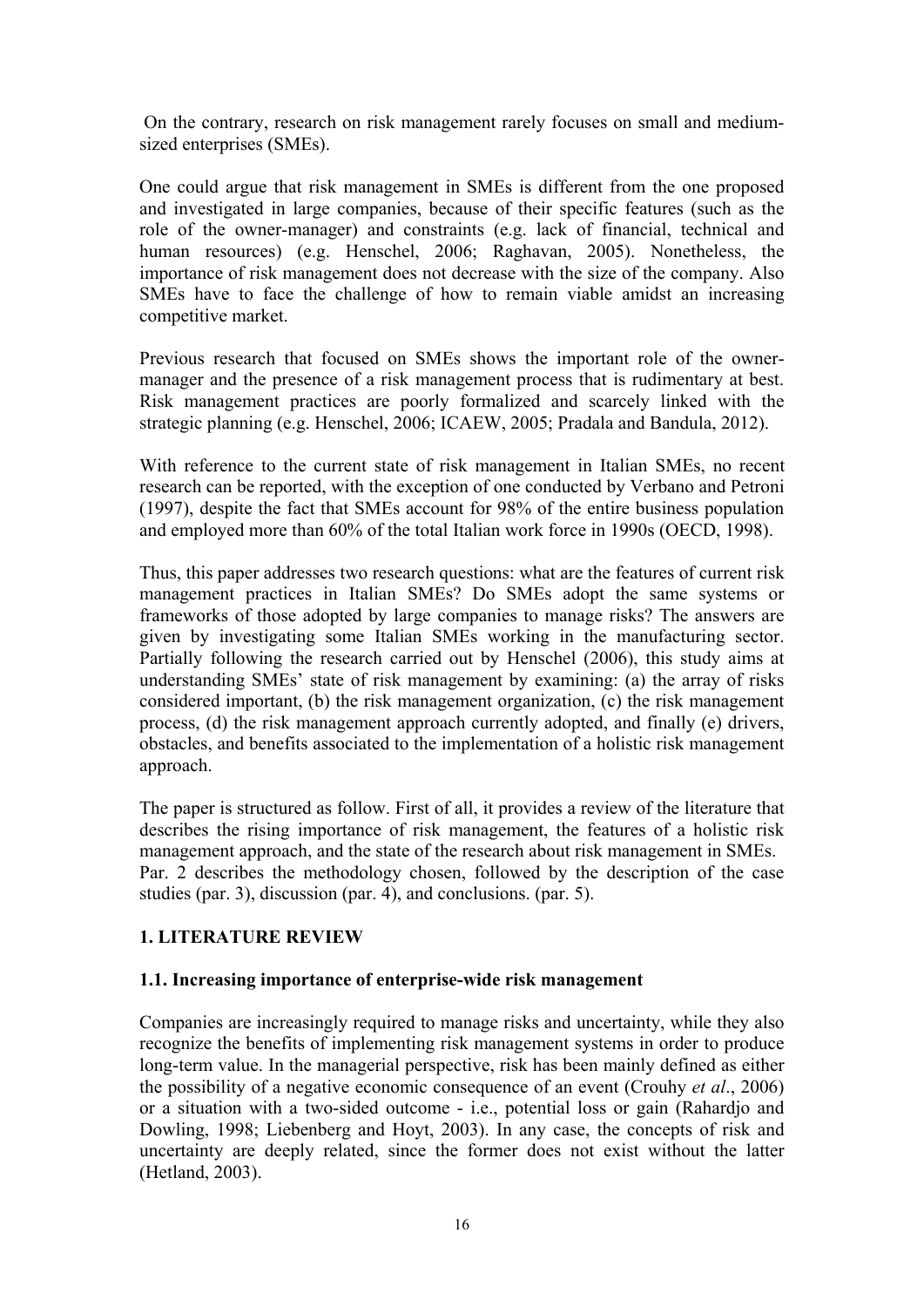On the contrary, research on risk management rarely focuses on small and medium-sized enterprises (SMEs).

One could argue that risk management in SMEs is different from the one proposed and investigated in large companies, because of their specific features (such as the role of the owner-manager) and constraints (e.g. lack of financial, technical and human resources) (e.g. Henschel, 2006; Raghavan, 2005). Nonetheless, the importance of risk management does not decrease with the size of the company. Also SMEs have to face the challenge of how to remain viable amidst an increasing competitive market.

Previous research that focused on SMEs shows the important role of the owner-manager and the presence of a risk management process that is rudimentary at best. Risk management practices are poorly formalized and scarcely linked with the strategic planning (e.g. Henschel, 2006; ICAEW, 2005; Pradala and Bandula, 2012).

With reference to the current state of risk management in Italian SMEs, no recent research can be reported, with the exception of one conducted by Verbano and Petroni (1997), despite the fact that SMEs account for 98% of the entire business population and employed more than 60% of the total Italian work force in 1990s (OECD, 1998).

Thus, this paper addresses two research questions: what are the features of current risk management practices in Italian SMEs? Do SMEs adopt the same systems or frameworks of those adopted by large companies to manage risks? The answers are given by investigating some Italian SMEs working in the manufacturing sector. Partially following the research carried out by Henschel (2006), this study aims at understanding SMEs' state of risk management by examining: (a) the array of risks considered important, (b) the risk management organization, (c) the risk management process, (d) the risk management approach currently adopted, and finally (e) drivers, obstacles, and benefits associated to the implementation of a holistic risk management approach.

The paper is structured as follow. First of all, it provides a review of the literature that describes the rising importance of risk management, the features of a holistic risk management approach, and the state of the research about risk management in SMEs. Par. 2 describes the methodology chosen, followed by the description of the case studies (par. 3), discussion (par. 4), and conclusions. (par. 5).

## 1. LITERATURE REVIEW

### 1.1. Increasing importance of enterprise-wide risk management

Companies are increasingly required to manage risks and uncertainty, while they also recognize the benefits of implementing risk management systems in order to produce long-term value. In the managerial perspective, risk has been mainly defined as either the possibility of a negative economic consequence of an event (Crouhy *et al*., 2006) or a situation with a two-sided outcome - i.e., potential loss or gain (Rahardjo and Dowling, 1998; Liebenberg and Hoyt, 2003). In any case, the concepts of risk and uncertainty are deeply related, since the former does not exist without the latter (Hetland, 2003).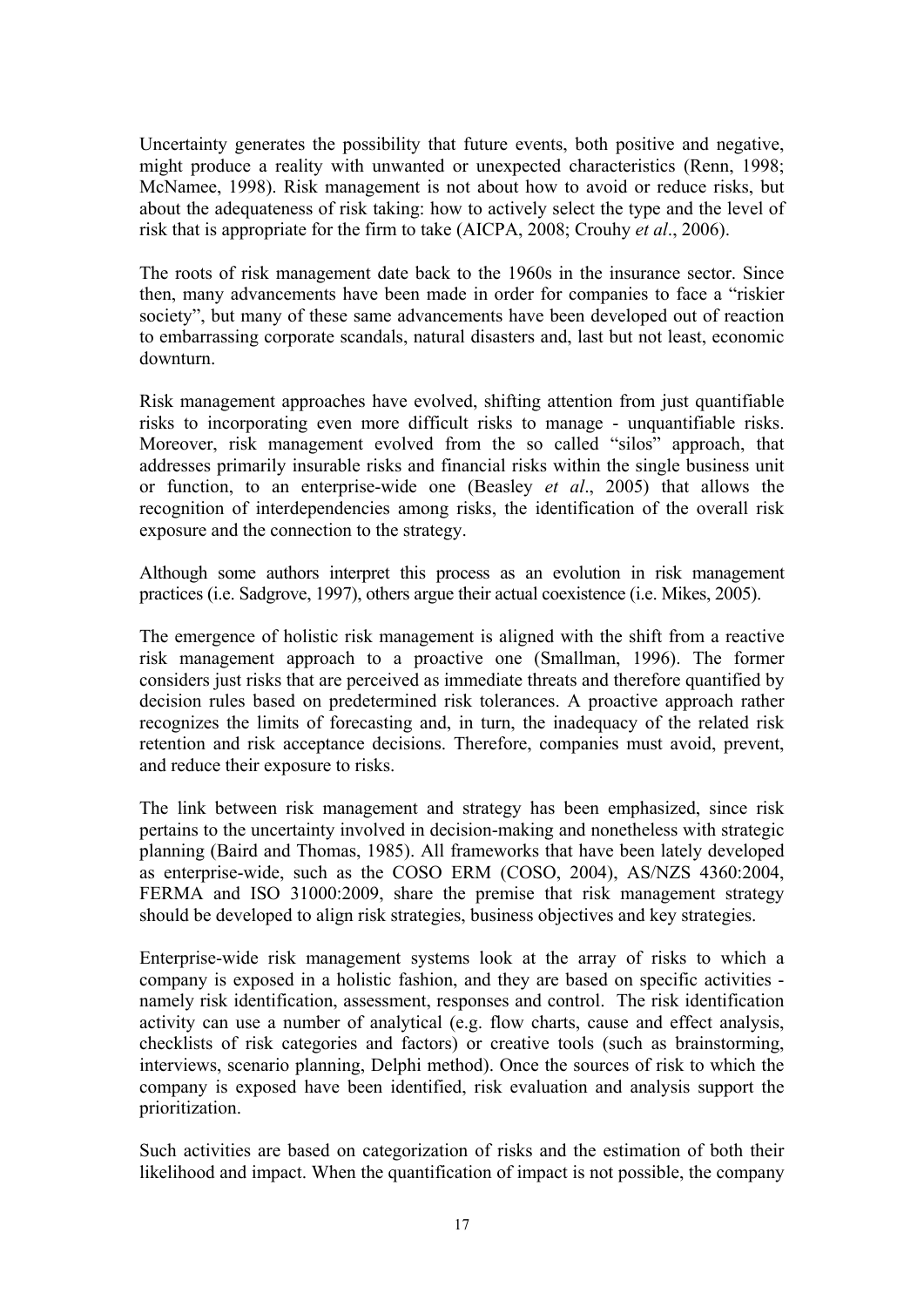Uncertainty generates the possibility that future events, both positive and negative, might produce a reality with unwanted or unexpected characteristics (Renn, 1998; McNamee, 1998). Risk management is not about how to avoid or reduce risks, but about the adequateness of risk taking: how to actively select the type and the level of risk that is appropriate for the firm to take (AICPA, 2008; Crouhy *et al*., 2006).

The roots of risk management date back to the 1960s in the insurance sector. Since then, many advancements have been made in order for companies to face a "riskier society", but many of these same advancements have been developed out of reaction to embarrassing corporate scandals, natural disasters and, last but not least, economic downturn.

Risk management approaches have evolved, shifting attention from just quantifiable risks to incorporating even more difficult risks to manage - unquantifiable risks. Moreover, risk management evolved from the so called "silos" approach, that addresses primarily insurable risks and financial risks within the single business unit or function, to an enterprise-wide one (Beasley *et al*., 2005) that allows the recognition of interdependencies among risks, the identification of the overall risk exposure and the connection to the strategy.

Although some authors interpret this process as an evolution in risk management practices (i.e. Sadgrove, 1997), others argue their actual coexistence (i.e. Mikes, 2005).

The emergence of holistic risk management is aligned with the shift from a reactive risk management approach to a proactive one (Smallman, 1996). The former considers just risks that are perceived as immediate threats and therefore quantified by decision rules based on predetermined risk tolerances. A proactive approach rather recognizes the limits of forecasting and, in turn, the inadequacy of the related risk retention and risk acceptance decisions. Therefore, companies must avoid, prevent, and reduce their exposure to risks.

The link between risk management and strategy has been emphasized, since risk pertains to the uncertainty involved in decision-making and nonetheless with strategic planning (Baird and Thomas, 1985). All frameworks that have been lately developed as enterprise-wide, such as the COSO ERM (COSO, 2004), AS/NZS 4360:2004, FERMA and ISO 31000:2009, share the premise that risk management strategy should be developed to align risk strategies, business objectives and key strategies.

Enterprise-wide risk management systems look at the array of risks to which a company is exposed in a holistic fashion, and they are based on specific activities - namely risk identification, assessment, responses and control. The risk identification activity can use a number of analytical (e.g. flow charts, cause and effect analysis, checklists of risk categories and factors) or creative tools (such as brainstorming, interviews, scenario planning, Delphi method). Once the sources of risk to which the company is exposed have been identified, risk evaluation and analysis support the prioritization.

Such activities are based on categorization of risks and the estimation of both their likelihood and impact. When the quantification of impact is not possible, the company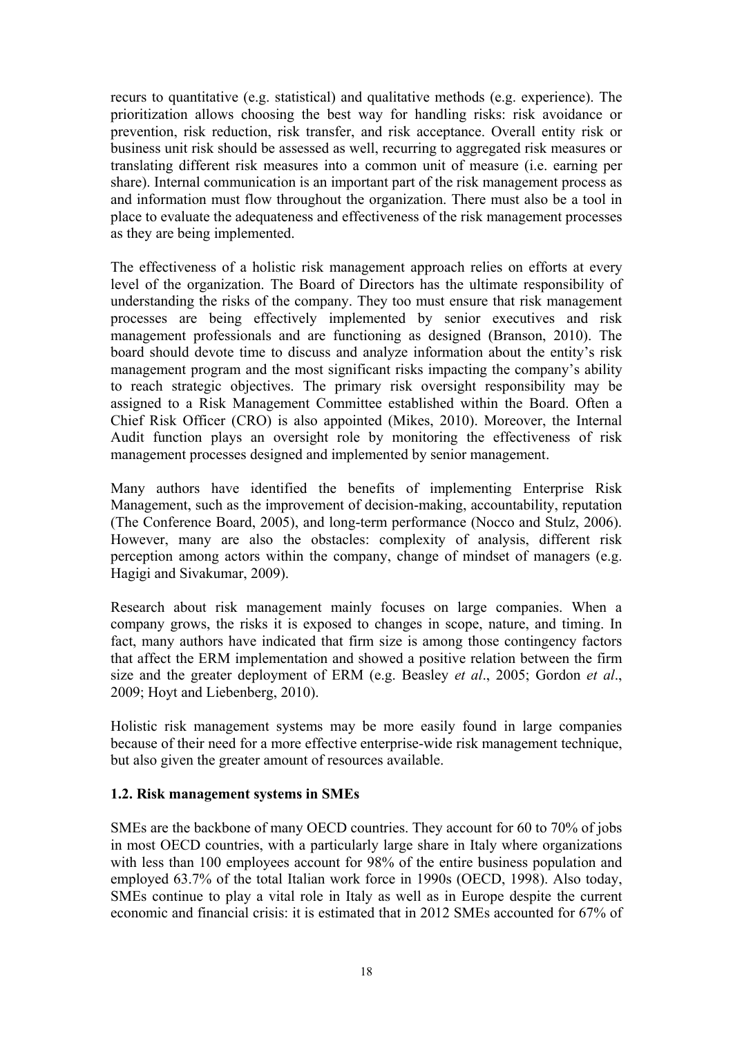recurs to quantitative (e.g. statistical) and qualitative methods (e.g. experience). The prioritization allows choosing the best way for handling risks: risk avoidance or prevention, risk reduction, risk transfer, and risk acceptance. Overall entity risk or business unit risk should be assessed as well, recurring to aggregated risk measures or translating different risk measures into a common unit of measure (i.e. earning per share). Internal communication is an important part of the risk management process as and information must flow throughout the organization. There must also be a tool in place to evaluate the adequateness and effectiveness of the risk management processes as they are being implemented.

The effectiveness of a holistic risk management approach relies on efforts at every level of the organization. The Board of Directors has the ultimate responsibility of understanding the risks of the company. They too must ensure that risk management processes are being effectively implemented by senior executives and risk management professionals and are functioning as designed (Branson, 2010). The board should devote time to discuss and analyze information about the entity's risk management program and the most significant risks impacting the company's ability to reach strategic objectives. The primary risk oversight responsibility may be assigned to a Risk Management Committee established within the Board. Often a Chief Risk Officer (CRO) is also appointed (Mikes, 2010). Moreover, the Internal Audit function plays an oversight role by monitoring the effectiveness of risk management processes designed and implemented by senior management.

Many authors have identified the benefits of implementing Enterprise Risk Management, such as the improvement of decision-making, accountability, reputation (The Conference Board, 2005), and long-term performance (Nocco and Stulz, 2006). However, many are also the obstacles: complexity of analysis, different risk perception among actors within the company, change of mindset of managers (e.g. Hagigi and Sivakumar, 2009).

Research about risk management mainly focuses on large companies. When a company grows, the risks it is exposed to changes in scope, nature, and timing. In fact, many authors have indicated that firm size is among those contingency factors that affect the ERM implementation and showed a positive relation between the firm size and the greater deployment of ERM (e.g. Beasley *et al*., 2005; Gordon *et al*., 2009; Hoyt and Liebenberg, 2010).

Holistic risk management systems may be more easily found in large companies because of their need for a more effective enterprise-wide risk management technique, but also given the greater amount of resources available.

### 1.2. Risk management systems in SMEs

SMEs are the backbone of many OECD countries. They account for 60 to 70% of jobs in most OECD countries, with a particularly large share in Italy where organizations with less than 100 employees account for 98% of the entire business population and employed 63.7% of the total Italian work force in 1990s (OECD, 1998). Also today, SMEs continue to play a vital role in Italy as well as in Europe despite the current economic and financial crisis: it is estimated that in 2012 SMEs accounted for 67% of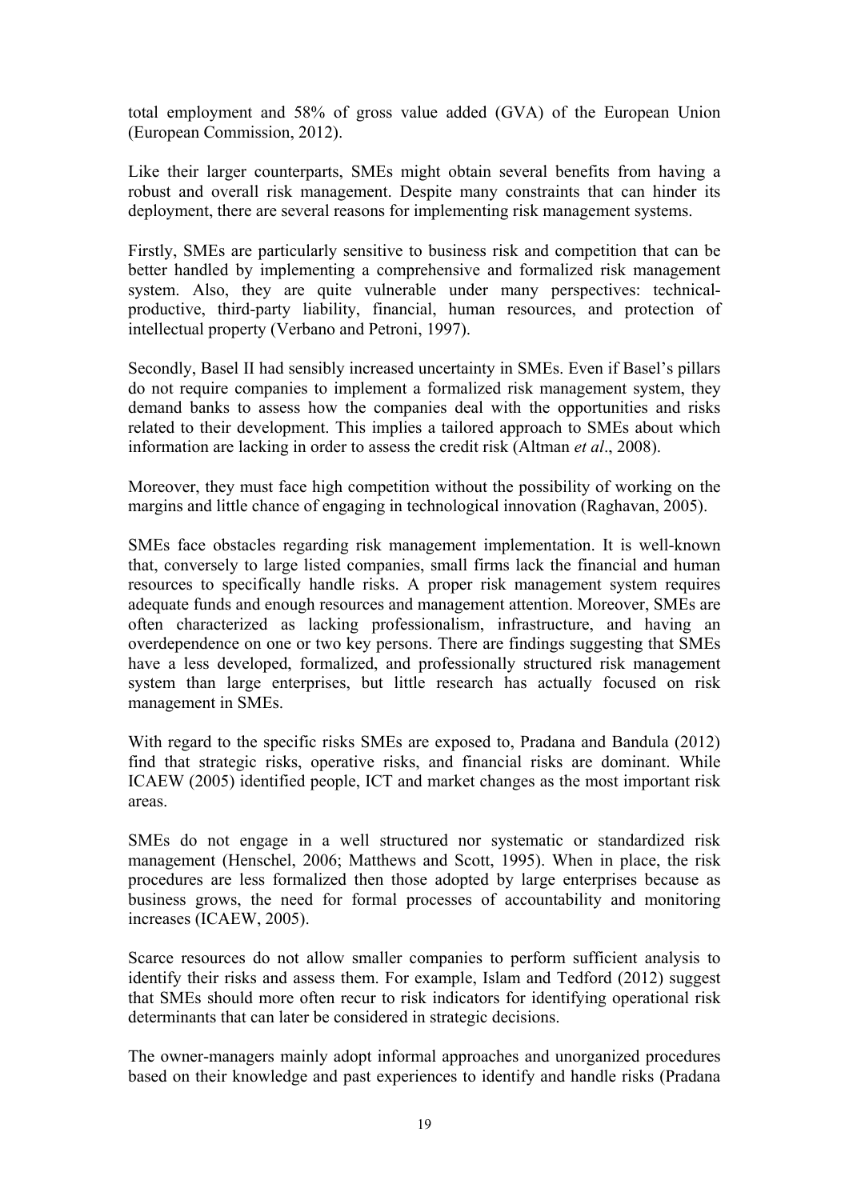total employment and 58% of gross value added (GVA) of the European Union (European Commission, 2012).

Like their larger counterparts, SMEs might obtain several benefits from having a robust and overall risk management. Despite many constraints that can hinder its deployment, there are several reasons for implementing risk management systems.

Firstly, SMEs are particularly sensitive to business risk and competition that can be better handled by implementing a comprehensive and formalized risk management system. Also, they are quite vulnerable under many perspectives: technical-productive, third-party liability, financial, human resources, and protection of intellectual property (Verbano and Petroni, 1997).

Secondly, Basel II had sensibly increased uncertainty in SMEs. Even if Basel's pillars do not require companies to implement a formalized risk management system, they demand banks to assess how the companies deal with the opportunities and risks related to their development. This implies a tailored approach to SMEs about which information are lacking in order to assess the credit risk (Altman *et al*., 2008).

Moreover, they must face high competition without the possibility of working on the margins and little chance of engaging in technological innovation (Raghavan, 2005).

SMEs face obstacles regarding risk management implementation. It is well-known that, conversely to large listed companies, small firms lack the financial and human resources to specifically handle risks. A proper risk management system requires adequate funds and enough resources and management attention. Moreover, SMEs are often characterized as lacking professionalism, infrastructure, and having an overdependence on one or two key persons. There are findings suggesting that SMEs have a less developed, formalized, and professionally structured risk management system than large enterprises, but little research has actually focused on risk management in SMEs.

With regard to the specific risks SMEs are exposed to, Pradana and Bandula (2012) find that strategic risks, operative risks, and financial risks are dominant. While ICAEW (2005) identified people, ICT and market changes as the most important risk areas.

SMEs do not engage in a well structured nor systematic or standardized risk management (Henschel, 2006; Matthews and Scott, 1995). When in place, the risk procedures are less formalized then those adopted by large enterprises because as business grows, the need for formal processes of accountability and monitoring increases (ICAEW, 2005).

Scarce resources do not allow smaller companies to perform sufficient analysis to identify their risks and assess them. For example, Islam and Tedford (2012) suggest that SMEs should more often recur to risk indicators for identifying operational risk determinants that can later be considered in strategic decisions.

The owner-managers mainly adopt informal approaches and unorganized procedures based on their knowledge and past experiences to identify and handle risks (Pradana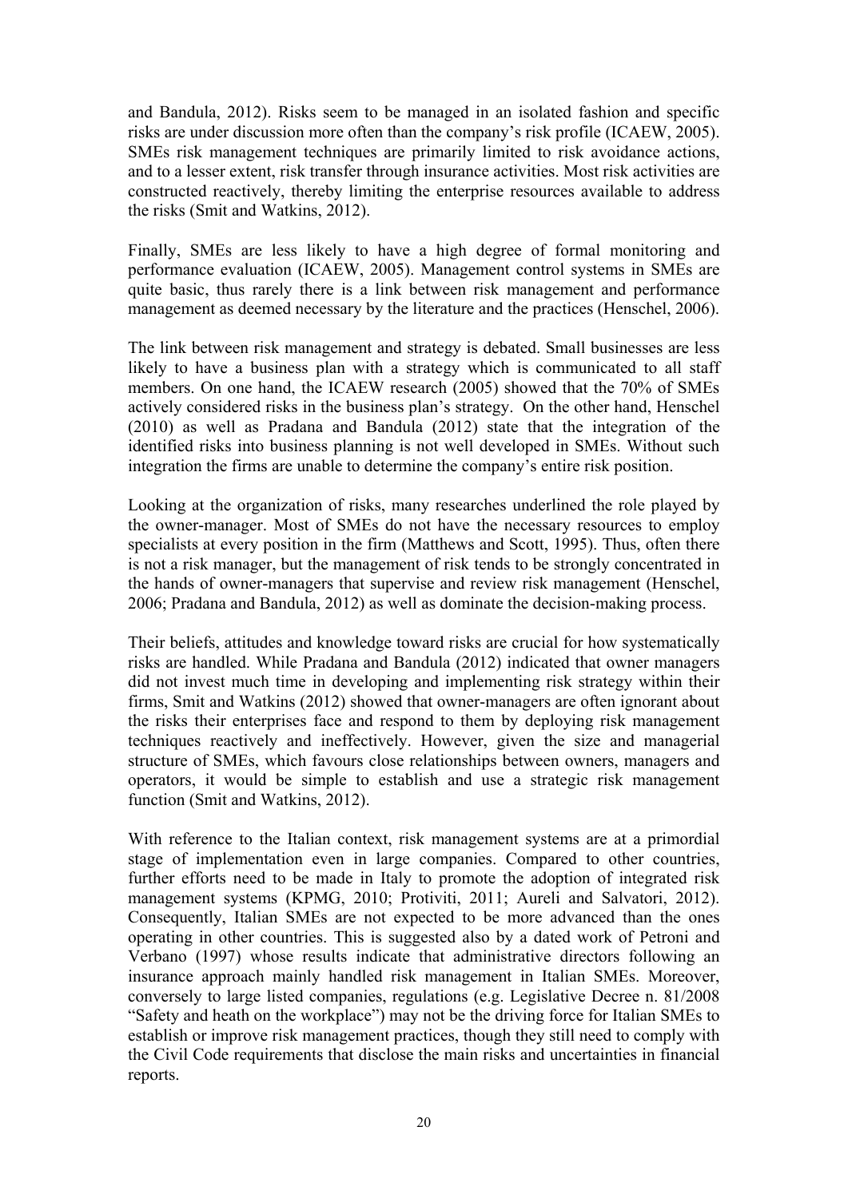and Bandula, 2012). Risks seem to be managed in an isolated fashion and specific risks are under discussion more often than the company's risk profile (ICAEW, 2005). SMEs risk management techniques are primarily limited to risk avoidance actions, and to a lesser extent, risk transfer through insurance activities. Most risk activities are constructed reactively, thereby limiting the enterprise resources available to address the risks (Smit and Watkins, 2012).

Finally, SMEs are less likely to have a high degree of formal monitoring and performance evaluation (ICAEW, 2005). Management control systems in SMEs are quite basic, thus rarely there is a link between risk management and performance management as deemed necessary by the literature and the practices (Henschel, 2006).

The link between risk management and strategy is debated. Small businesses are less likely to have a business plan with a strategy which is communicated to all staff members. On one hand, the ICAEW research (2005) showed that the 70% of SMEs actively considered risks in the business plan's strategy. On the other hand, Henschel (2010) as well as Pradana and Bandula (2012) state that the integration of the identified risks into business planning is not well developed in SMEs. Without such integration the firms are unable to determine the company's entire risk position.

Looking at the organization of risks, many researches underlined the role played by the owner-manager. Most of SMEs do not have the necessary resources to employ specialists at every position in the firm (Matthews and Scott, 1995). Thus, often there is not a risk manager, but the management of risk tends to be strongly concentrated in the hands of owner-managers that supervise and review risk management (Henschel, 2006; Pradana and Bandula, 2012) as well as dominate the decision-making process.

Their beliefs, attitudes and knowledge toward risks are crucial for how systematically risks are handled. While Pradana and Bandula (2012) indicated that owner managers did not invest much time in developing and implementing risk strategy within their firms, Smit and Watkins (2012) showed that owner-managers are often ignorant about the risks their enterprises face and respond to them by deploying risk management techniques reactively and ineffectively. However, given the size and managerial structure of SMEs, which favours close relationships between owners, managers and operators, it would be simple to establish and use a strategic risk management function (Smit and Watkins, 2012).

With reference to the Italian context, risk management systems are at a primordial stage of implementation even in large companies. Compared to other countries, further efforts need to be made in Italy to promote the adoption of integrated risk management systems (KPMG, 2010; Protiviti, 2011; Aureli and Salvatori, 2012). Consequently, Italian SMEs are not expected to be more advanced than the ones operating in other countries. This is suggested also by a dated work of Petroni and Verbano (1997) whose results indicate that administrative directors following an insurance approach mainly handled risk management in Italian SMEs. Moreover, conversely to large listed companies, regulations (e.g. Legislative Decree n. 81/2008 "Safety and heath on the workplace") may not be the driving force for Italian SMEs to establish or improve risk management practices, though they still need to comply with the Civil Code requirements that disclose the main risks and uncertainties in financial reports.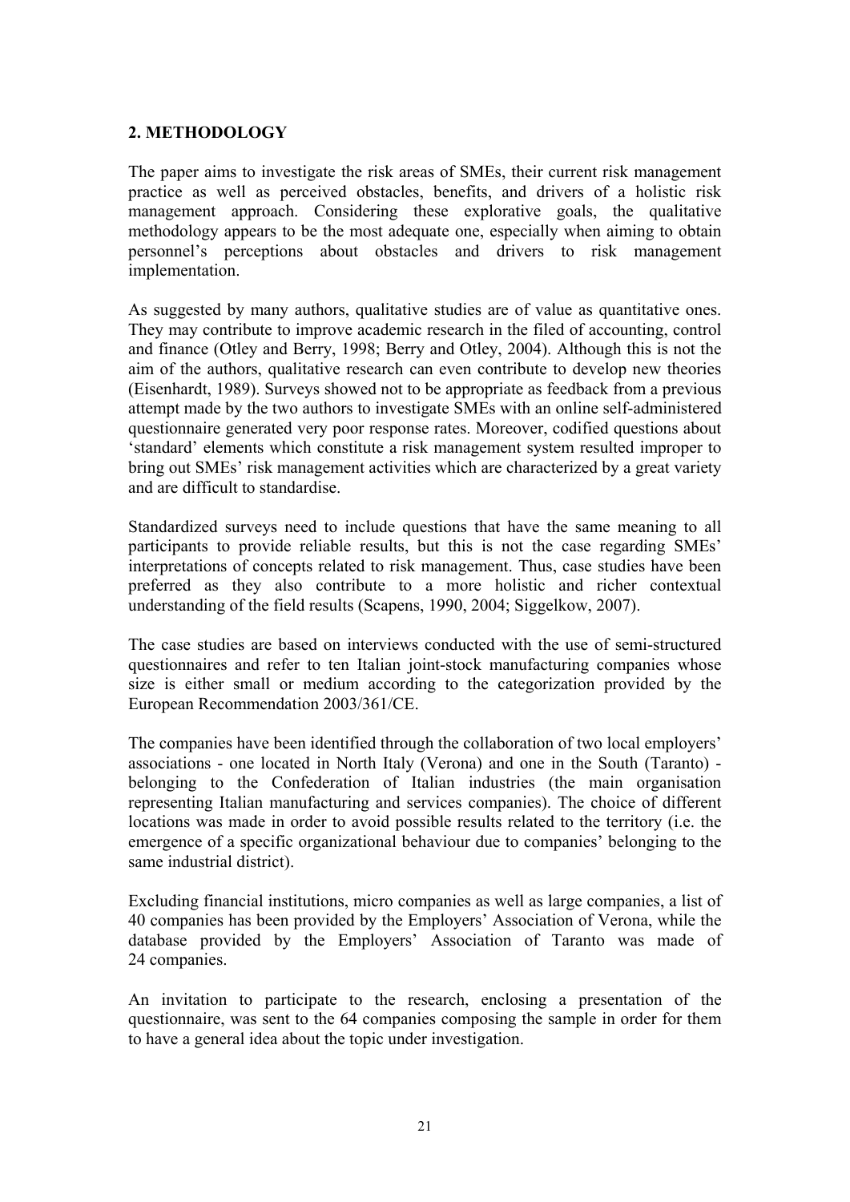## 2. METHODOLOGY

The paper aims to investigate the risk areas of SMEs, their current risk management practice as well as perceived obstacles, benefits, and drivers of a holistic risk management approach. Considering these explorative goals, the qualitative methodology appears to be the most adequate one, especially when aiming to obtain personnel's perceptions about obstacles and drivers to risk management implementation.

As suggested by many authors, qualitative studies are of value as quantitative ones. They may contribute to improve academic research in the filed of accounting, control and finance (Otley and Berry, 1998; Berry and Otley, 2004). Although this is not the aim of the authors, qualitative research can even contribute to develop new theories (Eisenhardt, 1989). Surveys showed not to be appropriate as feedback from a previous attempt made by the two authors to investigate SMEs with an online self-administered questionnaire generated very poor response rates. Moreover, codified questions about 'standard' elements which constitute a risk management system resulted improper to bring out SMEs' risk management activities which are characterized by a great variety and are difficult to standardise.

Standardized surveys need to include questions that have the same meaning to all participants to provide reliable results, but this is not the case regarding SMEs' interpretations of concepts related to risk management. Thus, case studies have been preferred as they also contribute to a more holistic and richer contextual understanding of the field results (Scapens, 1990, 2004; Siggelkow, 2007).

The case studies are based on interviews conducted with the use of semi-structured questionnaires and refer to ten Italian joint-stock manufacturing companies whose size is either small or medium according to the categorization provided by the European Recommendation 2003/361/CE.

The companies have been identified through the collaboration of two local employers' associations - one located in North Italy (Verona) and one in the South (Taranto) - belonging to the Confederation of Italian industries (the main organisation representing Italian manufacturing and services companies). The choice of different locations was made in order to avoid possible results related to the territory (i.e. the emergence of a specific organizational behaviour due to companies' belonging to the same industrial district).

Excluding financial institutions, micro companies as well as large companies, a list of 40 companies has been provided by the Employers' Association of Verona, while the database provided by the Employers' Association of Taranto was made of 24 companies.

An invitation to participate to the research, enclosing a presentation of the questionnaire, was sent to the 64 companies composing the sample in order for them to have a general idea about the topic under investigation.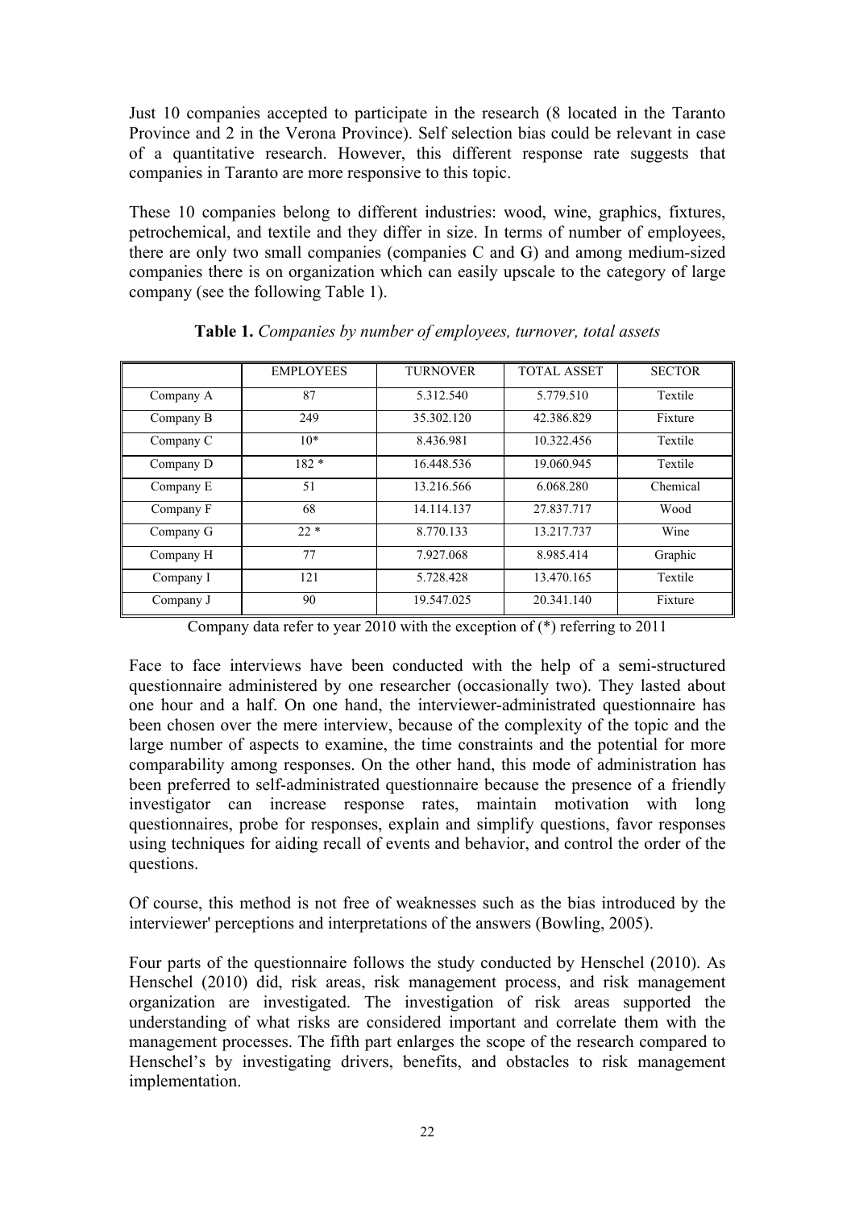Just 10 companies accepted to participate in the research (8 located in the Taranto Province and 2 in the Verona Province). Self selection bias could be relevant in case of a quantitative research. However, this different response rate suggests that companies in Taranto are more responsive to this topic.

These 10 companies belong to different industries: wood, wine, graphics, fixtures, petrochemical, and textile and they differ in size. In terms of number of employees, there are only two small companies (companies C and G) and among medium-sized companies there is on organization which can easily upscale to the category of large company (see the following Table 1).

**Table 1.** *Companies by number of employees, turnover, total assets*

| | EMPLOYEES | TURNOVER | TOTAL ASSET | SECTOR |
|---|---|---|---|---|
| Company A | 87 | 5.312.540 | 5.779.510 | Textile |
| Company B | 249 | 35.302.120 | 42.386.829 | Fixture |
| Company C | 10* | 8.436.981 | 10.322.456 | Textile |
| Company D | 182 * | 16.448.536 | 19.060.945 | Textile |
| Company E | 51 | 13.216.566 | 6.068.280 | Chemical |
| Company F | 68 | 14.114.137 | 27.837.717 | Wood |
| Company G | 22 * | 8.770.133 | 13.217.737 | Wine |
| Company H | 77 | 7.927.068 | 8.985.414 | Graphic |
| Company I | 121 | 5.728.428 | 13.470.165 | Textile |
| Company J | 90 | 19.547.025 | 20.341.140 | Fixture |

Company data refer to year 2010 with the exception of (*) referring to 2011

Face to face interviews have been conducted with the help of a semi-structured questionnaire administered by one researcher (occasionally two). They lasted about one hour and a half. On one hand, the interviewer-administrated questionnaire has been chosen over the mere interview, because of the complexity of the topic and the large number of aspects to examine, the time constraints and the potential for more comparability among responses. On the other hand, this mode of administration has been preferred to self-administrated questionnaire because the presence of a friendly investigator can increase response rates, maintain motivation with long questionnaires, probe for responses, explain and simplify questions, favor responses using techniques for aiding recall of events and behavior, and control the order of the questions.

Of course, this method is not free of weaknesses such as the bias introduced by the interviewer' perceptions and interpretations of the answers (Bowling, 2005).

Four parts of the questionnaire follows the study conducted by Henschel (2010). As Henschel (2010) did, risk areas, risk management process, and risk management organization are investigated. The investigation of risk areas supported the understanding of what risks are considered important and correlate them with the management processes. The fifth part enlarges the scope of the research compared to Henschel's by investigating drivers, benefits, and obstacles to risk management implementation.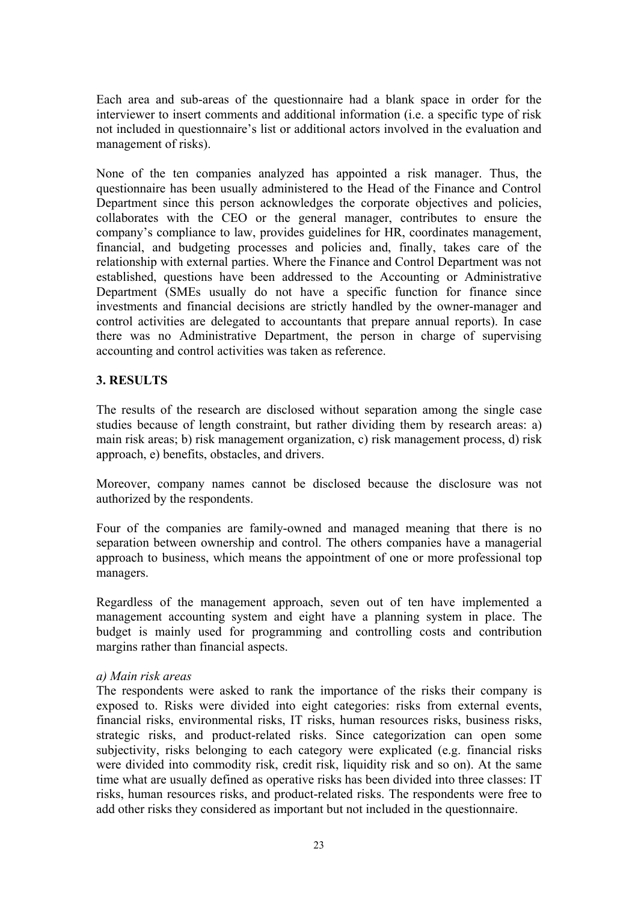Each area and sub-areas of the questionnaire had a blank space in order for the interviewer to insert comments and additional information (i.e. a specific type of risk not included in questionnaire's list or additional actors involved in the evaluation and management of risks).

None of the ten companies analyzed has appointed a risk manager. Thus, the questionnaire has been usually administered to the Head of the Finance and Control Department since this person acknowledges the corporate objectives and policies, collaborates with the CEO or the general manager, contributes to ensure the company's compliance to law, provides guidelines for HR, coordinates management, financial, and budgeting processes and policies and, finally, takes care of the relationship with external parties. Where the Finance and Control Department was not established, questions have been addressed to the Accounting or Administrative Department (SMEs usually do not have a specific function for finance since investments and financial decisions are strictly handled by the owner-manager and control activities are delegated to accountants that prepare annual reports). In case there was no Administrative Department, the person in charge of supervising accounting and control activities was taken as reference.

## 3. RESULTS

The results of the research are disclosed without separation among the single case studies because of length constraint, but rather dividing them by research areas: a) main risk areas; b) risk management organization, c) risk management process, d) risk approach, e) benefits, obstacles, and drivers.

Moreover, company names cannot be disclosed because the disclosure was not authorized by the respondents.

Four of the companies are family-owned and managed meaning that there is no separation between ownership and control. The others companies have a managerial approach to business, which means the appointment of one or more professional top managers.

Regardless of the management approach, seven out of ten have implemented a management accounting system and eight have a planning system in place. The budget is mainly used for programming and controlling costs and contribution margins rather than financial aspects.

*a) Main risk areas*

The respondents were asked to rank the importance of the risks their company is exposed to. Risks were divided into eight categories: risks from external events, financial risks, environmental risks, IT risks, human resources risks, business risks, strategic risks, and product-related risks. Since categorization can open some subjectivity, risks belonging to each category were explicated (e.g. financial risks were divided into commodity risk, credit risk, liquidity risk and so on). At the same time what are usually defined as operative risks has been divided into three classes: IT risks, human resources risks, and product-related risks. The respondents were free to add other risks they considered as important but not included in the questionnaire.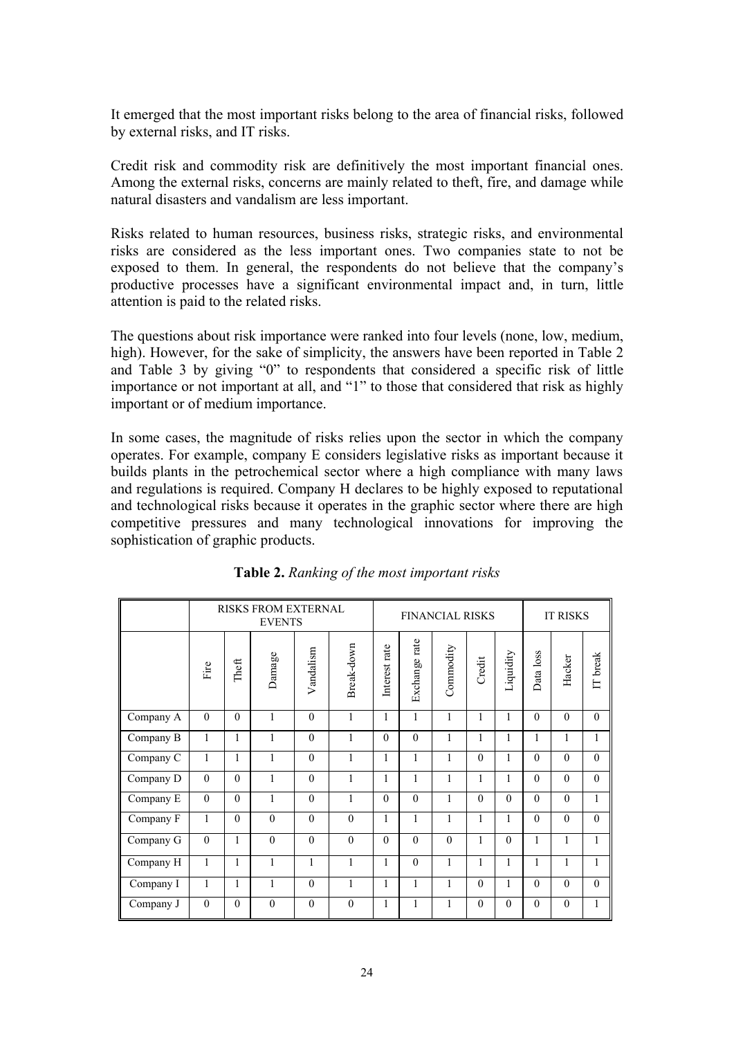It emerged that the most important risks belong to the area of financial risks, followed by external risks, and IT risks.

Credit risk and commodity risk are definitively the most important financial ones. Among the external risks, concerns are mainly related to theft, fire, and damage while natural disasters and vandalism are less important.

Risks related to human resources, business risks, strategic risks, and environmental risks are considered as the less important ones. Two companies state to not be exposed to them. In general, the respondents do not believe that the company's productive processes have a significant environmental impact and, in turn, little attention is paid to the related risks.

The questions about risk importance were ranked into four levels (none, low, medium, high). However, for the sake of simplicity, the answers have been reported in Table 2 and Table 3 by giving "0" to respondents that considered a specific risk of little importance or not important at all, and "1" to those that considered that risk as highly important or of medium importance.

In some cases, the magnitude of risks relies upon the sector in which the company operates. For example, company E considers legislative risks as important because it builds plants in the petrochemical sector where a high compliance with many laws and regulations is required. Company H declares to be highly exposed to reputational and technological risks because it operates in the graphic sector where there are high competitive pressures and many technological innovations for improving the sophistication of graphic products.

**Table 2.** *Ranking of the most important risks*

| | RISKS FROM EXTERNAL EVENTS | | | | | FINANCIAL RISKS | | | | | IT RISKS | | |
|---|---|---|---|---|---|---|---|---|---|---|---|---|---|
| | Fire | Theft | Damage | Vandalism | Break-down | Interest rate | Exchange rate | Commodity | Credit | Liquidity | Data loss | Hacker | IT break |
| Company A | 0 | 0 | 1 | 0 | 1 | 1 | 1 | 1 | 1 | 1 | 0 | 0 | 0 |
| Company B | 1 | 1 | 1 | 0 | 1 | 0 | 0 | 1 | 1 | 1 | 1 | 1 | 1 |
| Company C | 1 | 1 | 1 | 0 | 1 | 1 | 1 | 1 | 0 | 1 | 0 | 0 | 0 |
| Company D | 0 | 0 | 1 | 0 | 1 | 1 | 1 | 1 | 1 | 1 | 0 | 0 | 0 |
| Company E | 0 | 0 | 1 | 0 | 1 | 0 | 0 | 1 | 0 | 0 | 0 | 0 | 1 |
| Company F | 1 | 0 | 0 | 0 | 0 | 1 | 1 | 1 | 1 | 1 | 0 | 0 | 0 |
| Company G | 0 | 1 | 0 | 0 | 0 | 0 | 0 | 0 | 1 | 0 | 1 | 1 | 1 |
| Company H | 1 | 1 | 1 | 1 | 1 | 1 | 0 | 1 | 1 | 1 | 1 | 1 | 1 |
| Company I | 1 | 1 | 1 | 0 | 1 | 1 | 1 | 1 | 0 | 1 | 0 | 0 | 0 |
| Company J | 0 | 0 | 0 | 0 | 0 | 1 | 1 | 1 | 0 | 0 | 0 | 0 | 1 |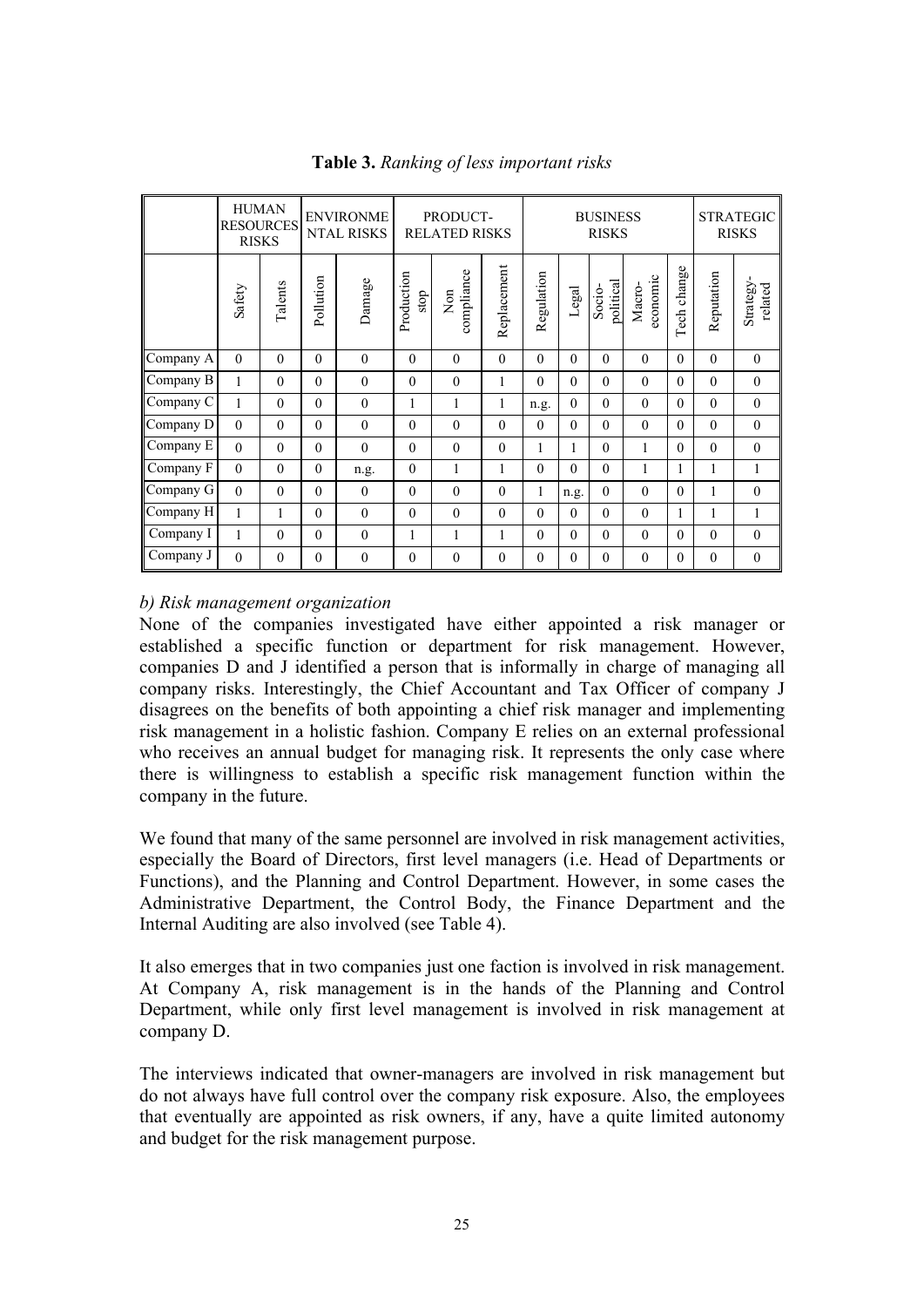**Table 3.** *Ranking of less important risks*

| | HUMAN RESOURCES RISKS | | ENVIRONMENTAL RISKS | | PRODUCT-RELATED RISKS | | | BUSINESS RISKS | | | | | STRATEGIC RISKS | |
|---|---|---|---|---|---|---|---|---|---|---|---|---|---|---|
| | Safety | Talents | Pollution | Damage | Production stop | Non compliance | Replacement | Regulation | Legal | Socio-political | Macro-economic | Tech change | Reputation | Strategy-related |
| Company A | 0 | 0 | 0 | 0 | 0 | 0 | 0 | 0 | 0 | 0 | 0 | 0 | 0 | 0 |
| Company B | 1 | 0 | 0 | 0 | 0 | 0 | 1 | 0 | 0 | 0 | 0 | 0 | 0 | 0 |
| Company C | 1 | 0 | 0 | 0 | 1 | 1 | 1 | n.g. | 0 | 0 | 0 | 0 | 0 | 0 |
| Company D | 0 | 0 | 0 | 0 | 0 | 0 | 0 | 0 | 0 | 0 | 0 | 0 | 0 | 0 |
| Company E | 0 | 0 | 0 | 0 | 0 | 0 | 0 | 1 | 1 | 0 | 1 | 0 | 0 | 0 |
| Company F | 0 | 0 | 0 | n.g. | 0 | 1 | 1 | 0 | 0 | 0 | 1 | 1 | 1 | 1 |
| Company G | 0 | 0 | 0 | 0 | 0 | 0 | 0 | 1 | n.g. | 0 | 0 | 0 | 1 | 0 |
| Company H | 1 | 1 | 0 | 0 | 0 | 0 | 0 | 0 | 0 | 0 | 0 | 1 | 1 | 1 |
| Company I | 1 | 0 | 0 | 0 | 1 | 1 | 1 | 0 | 0 | 0 | 0 | 0 | 0 | 0 |
| Company J | 0 | 0 | 0 | 0 | 0 | 0 | 0 | 0 | 0 | 0 | 0 | 0 | 0 | 0 |

*b) Risk management organization*

None of the companies investigated have either appointed a risk manager or established a specific function or department for risk management. However, companies D and J identified a person that is informally in charge of managing all company risks. Interestingly, the Chief Accountant and Tax Officer of company J disagrees on the benefits of both appointing a chief risk manager and implementing risk management in a holistic fashion. Company E relies on an external professional who receives an annual budget for managing risk. It represents the only case where there is willingness to establish a specific risk management function within the company in the future.

We found that many of the same personnel are involved in risk management activities, especially the Board of Directors, first level managers (i.e. Head of Departments or Functions), and the Planning and Control Department. However, in some cases the Administrative Department, the Control Body, the Finance Department and the Internal Auditing are also involved (see Table 4).

It also emerges that in two companies just one faction is involved in risk management. At Company A, risk management is in the hands of the Planning and Control Department, while only first level management is involved in risk management at company D.

The interviews indicated that owner-managers are involved in risk management but do not always have full control over the company risk exposure. Also, the employees that eventually are appointed as risk owners, if any, have a quite limited autonomy and budget for the risk management purpose.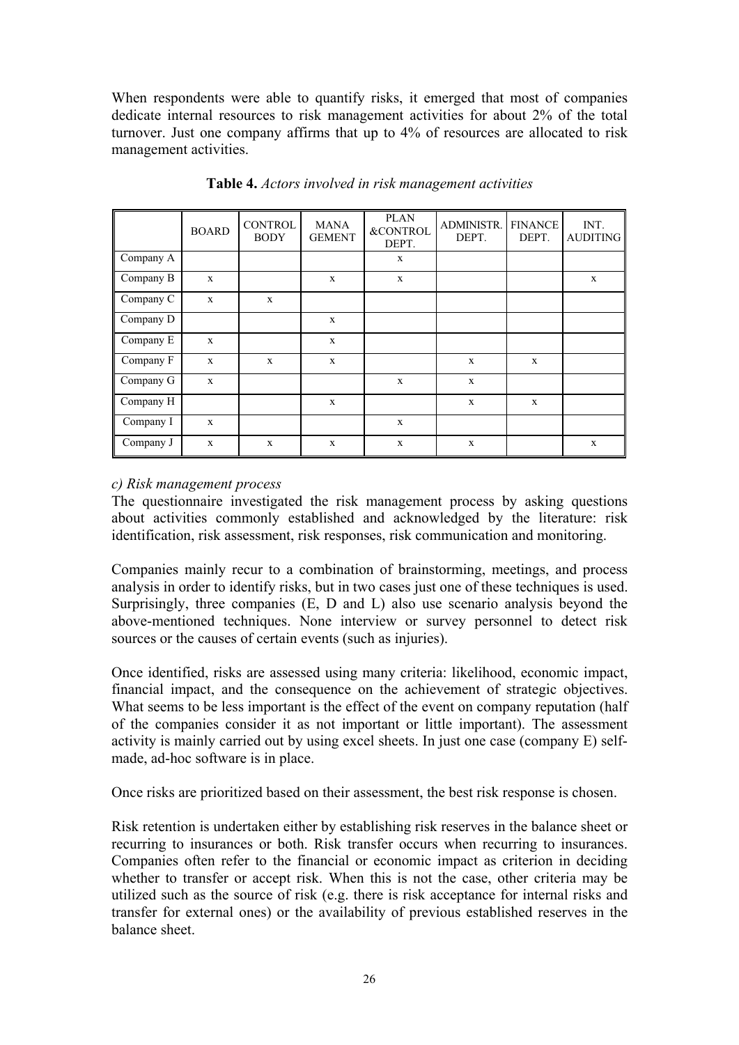When respondents were able to quantify risks, it emerged that most of companies dedicate internal resources to risk management activities for about 2% of the total turnover. Just one company affirms that up to 4% of resources are allocated to risk management activities.

**Table 4.** *Actors involved in risk management activities*

| | BOARD | CONTROL BODY | MANA GEMENT | PLAN &CONTROL DEPT. | ADMINISTR. DEPT. | FINANCE DEPT. | INT. AUDITING |
|---|---|---|---|---|---|---|---|
| Company A | | | | x | | | |
| Company B | x | | x | x | | | x |
| Company C | x | x | | | | | |
| Company D | | | x | | | | |
| Company E | x | | x | | | | |
| Company F | x | x | x | | x | x | |
| Company G | x | | | x | x | | |
| Company H | | | x | | x | x | |
| Company I | x | | | x | | | |
| Company J | x | x | x | x | x | | x |

*c) Risk management process*

The questionnaire investigated the risk management process by asking questions about activities commonly established and acknowledged by the literature: risk identification, risk assessment, risk responses, risk communication and monitoring.

Companies mainly recur to a combination of brainstorming, meetings, and process analysis in order to identify risks, but in two cases just one of these techniques is used. Surprisingly, three companies (E, D and L) also use scenario analysis beyond the above-mentioned techniques. None interview or survey personnel to detect risk sources or the causes of certain events (such as injuries).

Once identified, risks are assessed using many criteria: likelihood, economic impact, financial impact, and the consequence on the achievement of strategic objectives. What seems to be less important is the effect of the event on company reputation (half of the companies consider it as not important or little important). The assessment activity is mainly carried out by using excel sheets. In just one case (company E) self-made, ad-hoc software is in place.

Once risks are prioritized based on their assessment, the best risk response is chosen.

Risk retention is undertaken either by establishing risk reserves in the balance sheet or recurring to insurances or both. Risk transfer occurs when recurring to insurances. Companies often refer to the financial or economic impact as criterion in deciding whether to transfer or accept risk. When this is not the case, other criteria may be utilized such as the source of risk (e.g. there is risk acceptance for internal risks and transfer for external ones) or the availability of previous established reserves in the balance sheet.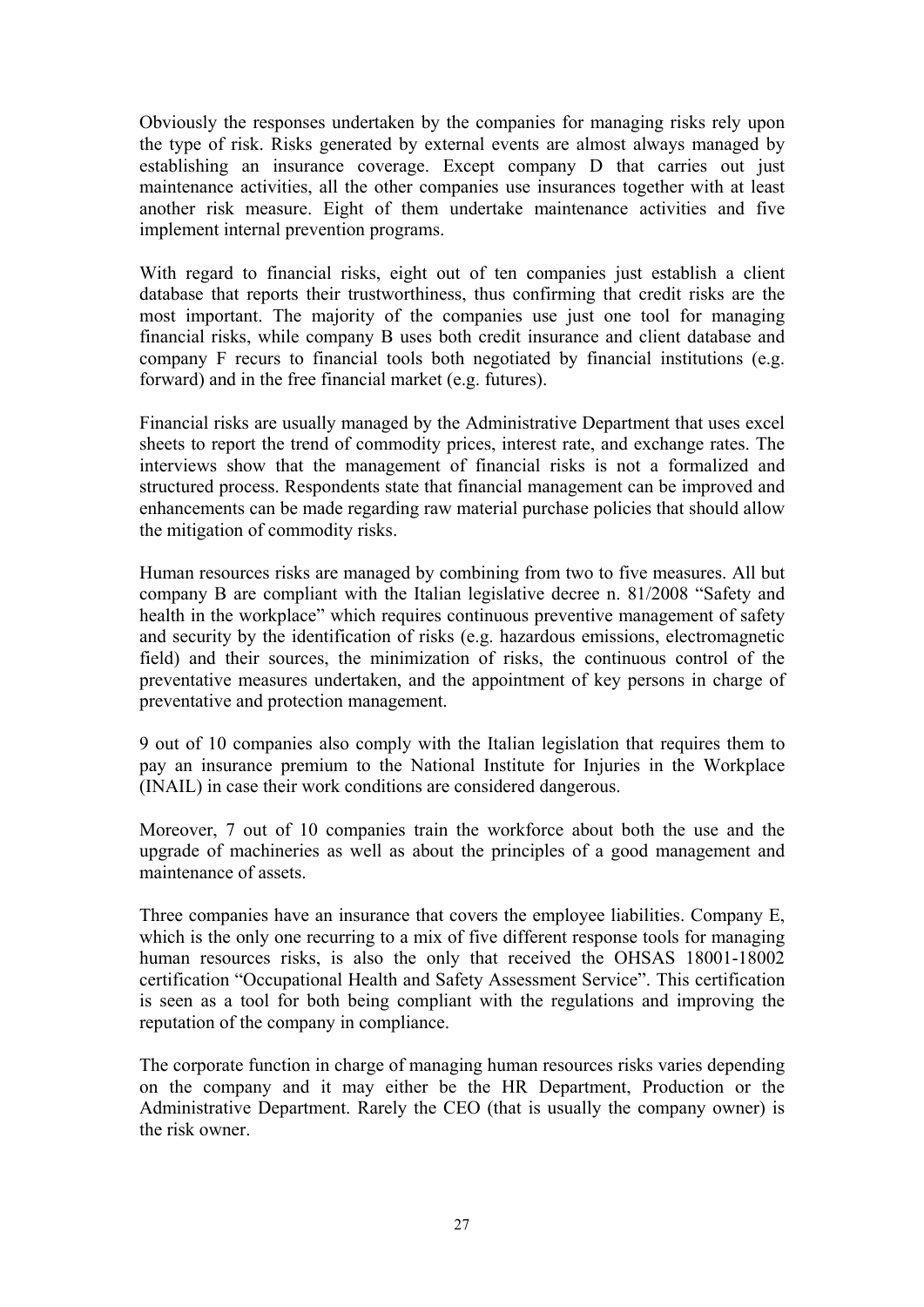Obviously the responses undertaken by the companies for managing risks rely upon the type of risk. Risks generated by external events are almost always managed by establishing an insurance coverage. Except company D that carries out just maintenance activities, all the other companies use insurances together with at least another risk measure. Eight of them undertake maintenance activities and five implement internal prevention programs.

With regard to financial risks, eight out of ten companies just establish a client database that reports their trustworthiness, thus confirming that credit risks are the most important. The majority of the companies use just one tool for managing financial risks, while company B uses both credit insurance and client database and company F recurs to financial tools both negotiated by financial institutions (e.g. forward) and in the free financial market (e.g. futures).

Financial risks are usually managed by the Administrative Department that uses excel sheets to report the trend of commodity prices, interest rate, and exchange rates. The interviews show that the management of financial risks is not a formalized and structured process. Respondents state that financial management can be improved and enhancements can be made regarding raw material purchase policies that should allow the mitigation of commodity risks.

Human resources risks are managed by combining from two to five measures. All but company B are compliant with the Italian legislative decree n. 81/2008 "Safety and health in the workplace" which requires continuous preventive management of safety and security by the identification of risks (e.g. hazardous emissions, electromagnetic field) and their sources, the minimization of risks, the continuous control of the preventative measures undertaken, and the appointment of key persons in charge of preventative and protection management.

9 out of 10 companies also comply with the Italian legislation that requires them to pay an insurance premium to the National Institute for Injuries in the Workplace (INAIL) in case their work conditions are considered dangerous.

Moreover, 7 out of 10 companies train the workforce about both the use and the upgrade of machineries as well as about the principles of a good management and maintenance of assets.

Three companies have an insurance that covers the employee liabilities. Company E, which is the only one recurring to a mix of five different response tools for managing human resources risks, is also the only that received the OHSAS 18001-18002 certification "Occupational Health and Safety Assessment Service". This certification is seen as a tool for both being compliant with the regulations and improving the reputation of the company in compliance.

The corporate function in charge of managing human resources risks varies depending on the company and it may either be the HR Department, Production or the Administrative Department. Rarely the CEO (that is usually the company owner) is the risk owner.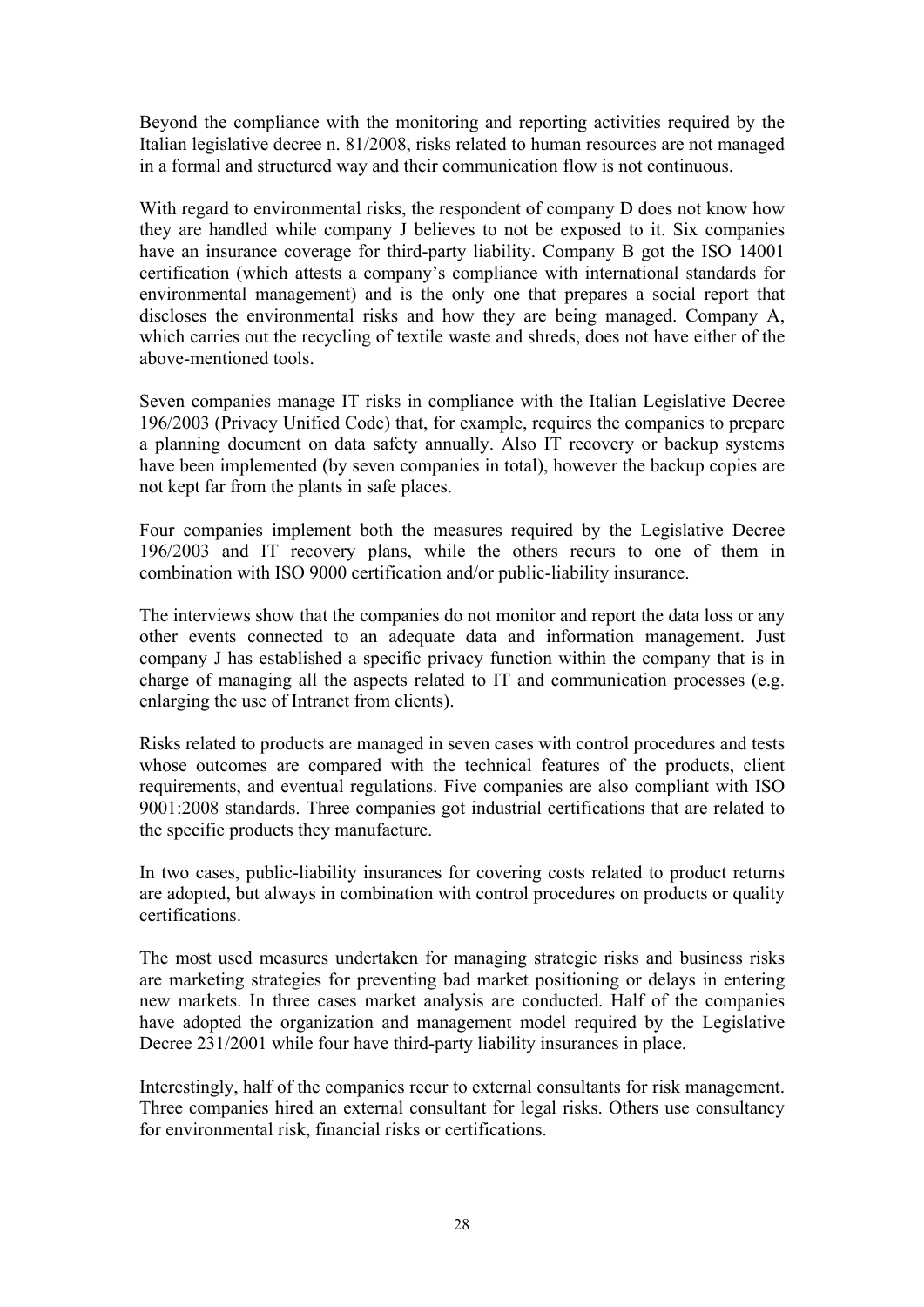Beyond the compliance with the monitoring and reporting activities required by the Italian legislative decree n. 81/2008, risks related to human resources are not managed in a formal and structured way and their communication flow is not continuous.

With regard to environmental risks, the respondent of company D does not know how they are handled while company J believes to not be exposed to it. Six companies have an insurance coverage for third-party liability. Company B got the ISO 14001 certification (which attests a company's compliance with international standards for environmental management) and is the only one that prepares a social report that discloses the environmental risks and how they are being managed. Company A, which carries out the recycling of textile waste and shreds, does not have either of the above-mentioned tools.

Seven companies manage IT risks in compliance with the Italian Legislative Decree 196/2003 (Privacy Unified Code) that, for example, requires the companies to prepare a planning document on data safety annually. Also IT recovery or backup systems have been implemented (by seven companies in total), however the backup copies are not kept far from the plants in safe places.

Four companies implement both the measures required by the Legislative Decree 196/2003 and IT recovery plans, while the others recurs to one of them in combination with ISO 9000 certification and/or public-liability insurance.

The interviews show that the companies do not monitor and report the data loss or any other events connected to an adequate data and information management. Just company J has established a specific privacy function within the company that is in charge of managing all the aspects related to IT and communication processes (e.g. enlarging the use of Intranet from clients).

Risks related to products are managed in seven cases with control procedures and tests whose outcomes are compared with the technical features of the products, client requirements, and eventual regulations. Five companies are also compliant with ISO 9001:2008 standards. Three companies got industrial certifications that are related to the specific products they manufacture.

In two cases, public-liability insurances for covering costs related to product returns are adopted, but always in combination with control procedures on products or quality certifications.

The most used measures undertaken for managing strategic risks and business risks are marketing strategies for preventing bad market positioning or delays in entering new markets. In three cases market analysis are conducted. Half of the companies have adopted the organization and management model required by the Legislative Decree 231/2001 while four have third-party liability insurances in place.

Interestingly, half of the companies recur to external consultants for risk management. Three companies hired an external consultant for legal risks. Others use consultancy for environmental risk, financial risks or certifications.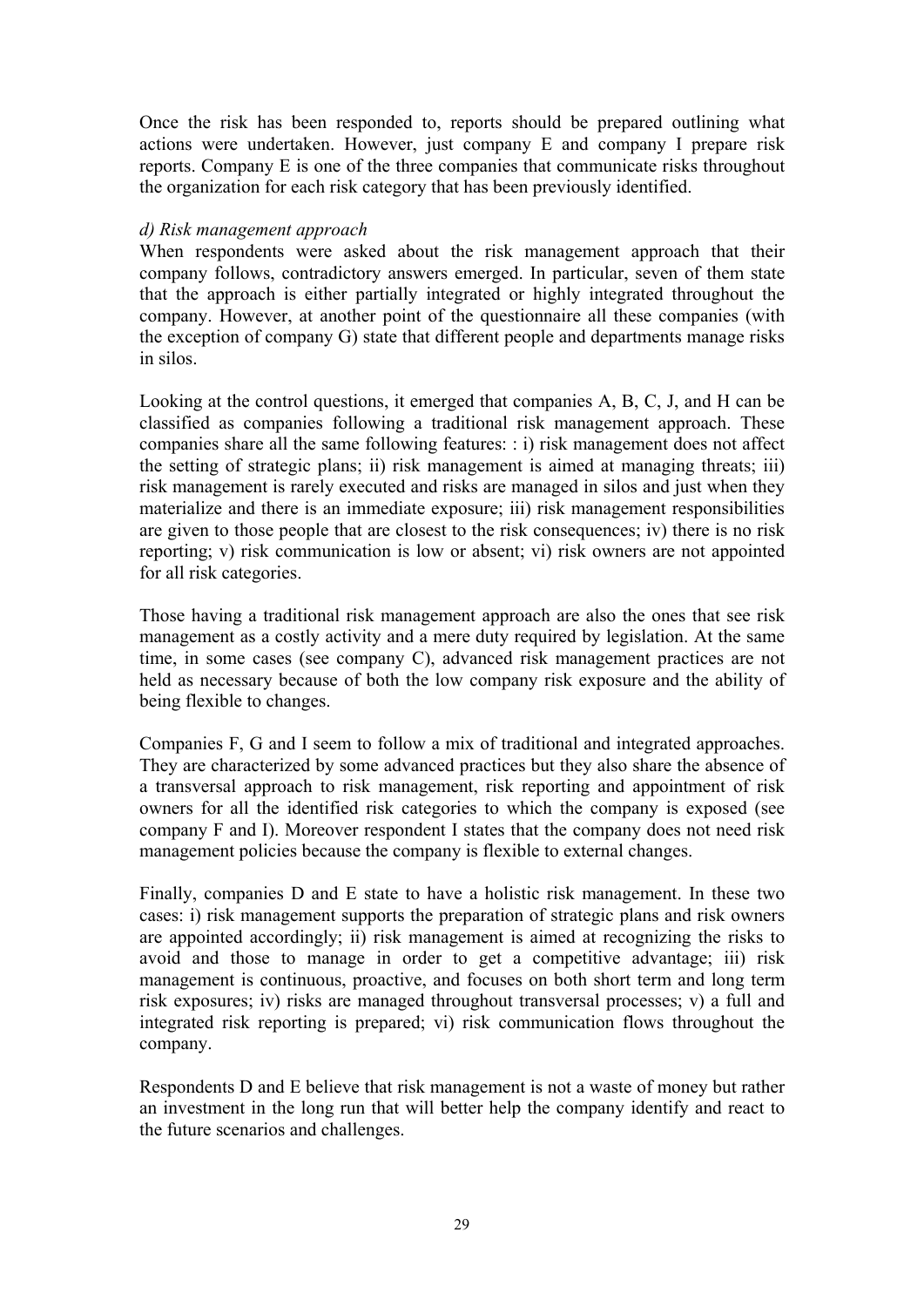Once the risk has been responded to, reports should be prepared outlining what actions were undertaken. However, just company E and company I prepare risk reports. Company E is one of the three companies that communicate risks throughout the organization for each risk category that has been previously identified.

*d) Risk management approach*

When respondents were asked about the risk management approach that their company follows, contradictory answers emerged. In particular, seven of them state that the approach is either partially integrated or highly integrated throughout the company. However, at another point of the questionnaire all these companies (with the exception of company G) state that different people and departments manage risks in silos.

Looking at the control questions, it emerged that companies A, B, C, J, and H can be classified as companies following a traditional risk management approach. These companies share all the same following features: : i) risk management does not affect the setting of strategic plans; ii) risk management is aimed at managing threats; iii) risk management is rarely executed and risks are managed in silos and just when they materialize and there is an immediate exposure; iii) risk management responsibilities are given to those people that are closest to the risk consequences; iv) there is no risk reporting; v) risk communication is low or absent; vi) risk owners are not appointed for all risk categories.

Those having a traditional risk management approach are also the ones that see risk management as a costly activity and a mere duty required by legislation. At the same time, in some cases (see company C), advanced risk management practices are not held as necessary because of both the low company risk exposure and the ability of being flexible to changes.

Companies F, G and I seem to follow a mix of traditional and integrated approaches. They are characterized by some advanced practices but they also share the absence of a transversal approach to risk management, risk reporting and appointment of risk owners for all the identified risk categories to which the company is exposed (see company F and I). Moreover respondent I states that the company does not need risk management policies because the company is flexible to external changes.

Finally, companies D and E state to have a holistic risk management. In these two cases: i) risk management supports the preparation of strategic plans and risk owners are appointed accordingly; ii) risk management is aimed at recognizing the risks to avoid and those to manage in order to get a competitive advantage; iii) risk management is continuous, proactive, and focuses on both short term and long term risk exposures; iv) risks are managed throughout transversal processes; v) a full and integrated risk reporting is prepared; vi) risk communication flows throughout the company.

Respondents D and E believe that risk management is not a waste of money but rather an investment in the long run that will better help the company identify and react to the future scenarios and challenges.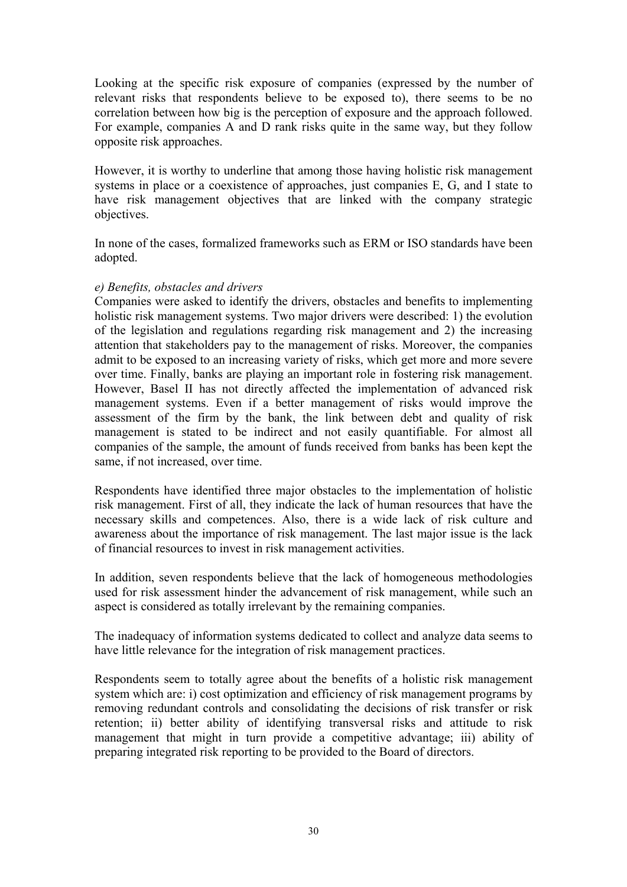Looking at the specific risk exposure of companies (expressed by the number of relevant risks that respondents believe to be exposed to), there seems to be no correlation between how big is the perception of exposure and the approach followed. For example, companies A and D rank risks quite in the same way, but they follow opposite risk approaches.

However, it is worthy to underline that among those having holistic risk management systems in place or a coexistence of approaches, just companies E, G, and I state to have risk management objectives that are linked with the company strategic objectives.

In none of the cases, formalized frameworks such as ERM or ISO standards have been adopted.

*e) Benefits, obstacles and drivers*

Companies were asked to identify the drivers, obstacles and benefits to implementing holistic risk management systems. Two major drivers were described: 1) the evolution of the legislation and regulations regarding risk management and 2) the increasing attention that stakeholders pay to the management of risks. Moreover, the companies admit to be exposed to an increasing variety of risks, which get more and more severe over time. Finally, banks are playing an important role in fostering risk management. However, Basel II has not directly affected the implementation of advanced risk management systems. Even if a better management of risks would improve the assessment of the firm by the bank, the link between debt and quality of risk management is stated to be indirect and not easily quantifiable. For almost all companies of the sample, the amount of funds received from banks has been kept the same, if not increased, over time.

Respondents have identified three major obstacles to the implementation of holistic risk management. First of all, they indicate the lack of human resources that have the necessary skills and competences. Also, there is a wide lack of risk culture and awareness about the importance of risk management. The last major issue is the lack of financial resources to invest in risk management activities.

In addition, seven respondents believe that the lack of homogeneous methodologies used for risk assessment hinder the advancement of risk management, while such an aspect is considered as totally irrelevant by the remaining companies.

The inadequacy of information systems dedicated to collect and analyze data seems to have little relevance for the integration of risk management practices.

Respondents seem to totally agree about the benefits of a holistic risk management system which are: i) cost optimization and efficiency of risk management programs by removing redundant controls and consolidating the decisions of risk transfer or risk retention; ii) better ability of identifying transversal risks and attitude to risk management that might in turn provide a competitive advantage; iii) ability of preparing integrated risk reporting to be provided to the Board of directors.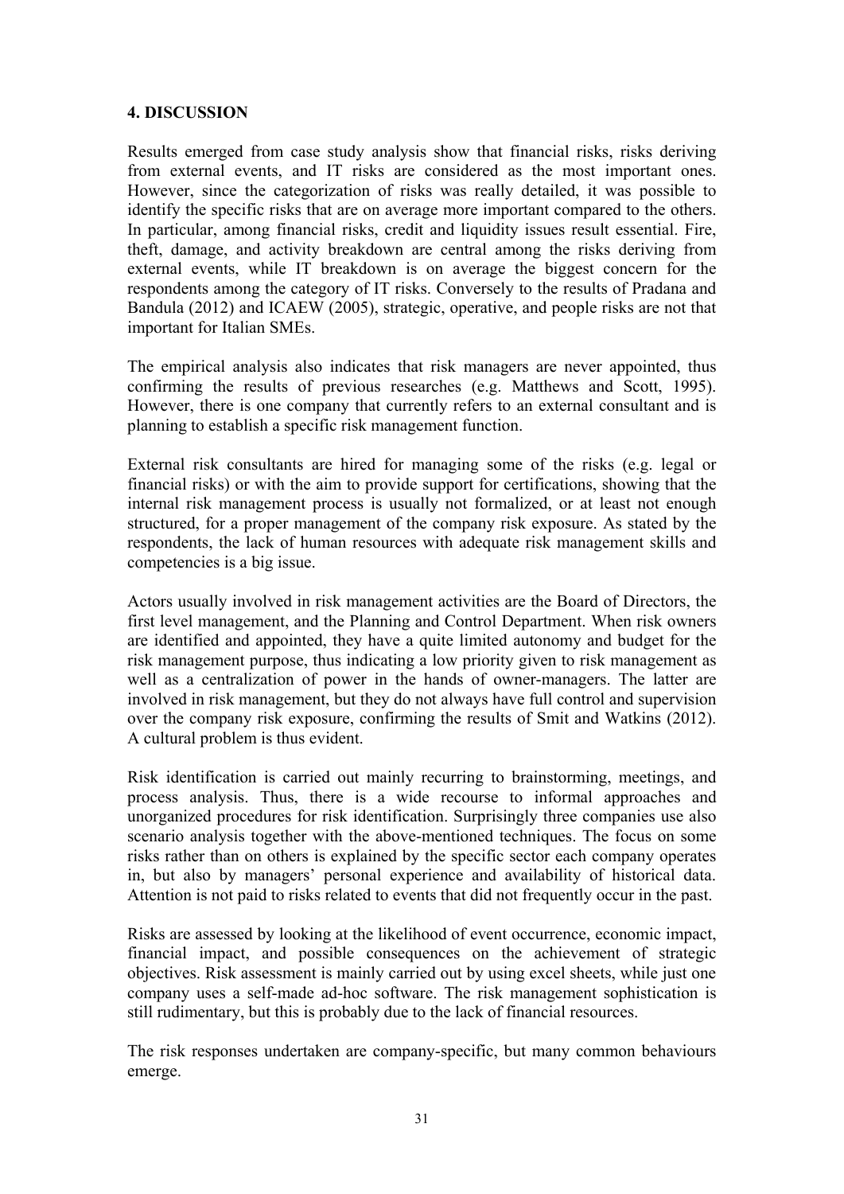## 4. DISCUSSION

Results emerged from case study analysis show that financial risks, risks deriving from external events, and IT risks are considered as the most important ones. However, since the categorization of risks was really detailed, it was possible to identify the specific risks that are on average more important compared to the others. In particular, among financial risks, credit and liquidity issues result essential. Fire, theft, damage, and activity breakdown are central among the risks deriving from external events, while IT breakdown is on average the biggest concern for the respondents among the category of IT risks. Conversely to the results of Pradana and Bandula (2012) and ICAEW (2005), strategic, operative, and people risks are not that important for Italian SMEs.

The empirical analysis also indicates that risk managers are never appointed, thus confirming the results of previous researches (e.g. Matthews and Scott, 1995). However, there is one company that currently refers to an external consultant and is planning to establish a specific risk management function.

External risk consultants are hired for managing some of the risks (e.g. legal or financial risks) or with the aim to provide support for certifications, showing that the internal risk management process is usually not formalized, or at least not enough structured, for a proper management of the company risk exposure. As stated by the respondents, the lack of human resources with adequate risk management skills and competencies is a big issue.

Actors usually involved in risk management activities are the Board of Directors, the first level management, and the Planning and Control Department. When risk owners are identified and appointed, they have a quite limited autonomy and budget for the risk management purpose, thus indicating a low priority given to risk management as well as a centralization of power in the hands of owner-managers. The latter are involved in risk management, but they do not always have full control and supervision over the company risk exposure, confirming the results of Smit and Watkins (2012). A cultural problem is thus evident.

Risk identification is carried out mainly recurring to brainstorming, meetings, and process analysis. Thus, there is a wide recourse to informal approaches and unorganized procedures for risk identification. Surprisingly three companies use also scenario analysis together with the above-mentioned techniques. The focus on some risks rather than on others is explained by the specific sector each company operates in, but also by managers' personal experience and availability of historical data. Attention is not paid to risks related to events that did not frequently occur in the past.

Risks are assessed by looking at the likelihood of event occurrence, economic impact, financial impact, and possible consequences on the achievement of strategic objectives. Risk assessment is mainly carried out by using excel sheets, while just one company uses a self-made ad-hoc software. The risk management sophistication is still rudimentary, but this is probably due to the lack of financial resources.

The risk responses undertaken are company-specific, but many common behaviours emerge.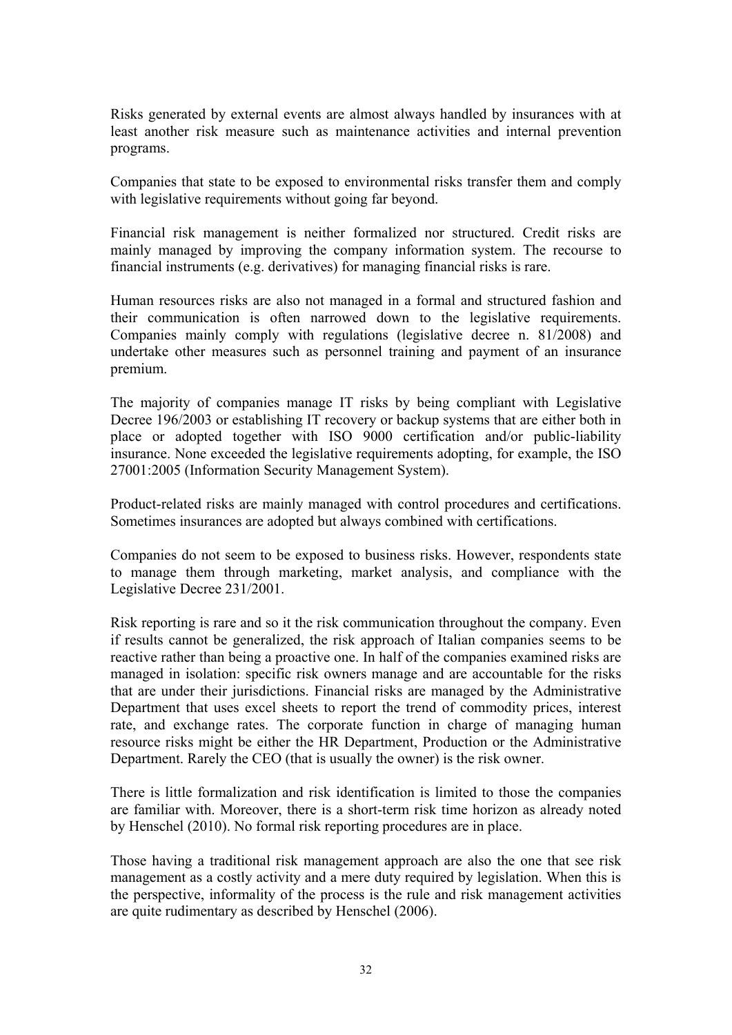Risks generated by external events are almost always handled by insurances with at least another risk measure such as maintenance activities and internal prevention programs.

Companies that state to be exposed to environmental risks transfer them and comply with legislative requirements without going far beyond.

Financial risk management is neither formalized nor structured. Credit risks are mainly managed by improving the company information system. The recourse to financial instruments (e.g. derivatives) for managing financial risks is rare.

Human resources risks are also not managed in a formal and structured fashion and their communication is often narrowed down to the legislative requirements. Companies mainly comply with regulations (legislative decree n. 81/2008) and undertake other measures such as personnel training and payment of an insurance premium.

The majority of companies manage IT risks by being compliant with Legislative Decree 196/2003 or establishing IT recovery or backup systems that are either both in place or adopted together with ISO 9000 certification and/or public-liability insurance. None exceeded the legislative requirements adopting, for example, the ISO 27001:2005 (Information Security Management System).

Product-related risks are mainly managed with control procedures and certifications. Sometimes insurances are adopted but always combined with certifications.

Companies do not seem to be exposed to business risks. However, respondents state to manage them through marketing, market analysis, and compliance with the Legislative Decree 231/2001.

Risk reporting is rare and so it the risk communication throughout the company. Even if results cannot be generalized, the risk approach of Italian companies seems to be reactive rather than being a proactive one. In half of the companies examined risks are managed in isolation: specific risk owners manage and are accountable for the risks that are under their jurisdictions. Financial risks are managed by the Administrative Department that uses excel sheets to report the trend of commodity prices, interest rate, and exchange rates. The corporate function in charge of managing human resource risks might be either the HR Department, Production or the Administrative Department. Rarely the CEO (that is usually the owner) is the risk owner.

There is little formalization and risk identification is limited to those the companies are familiar with. Moreover, there is a short-term risk time horizon as already noted by Henschel (2010). No formal risk reporting procedures are in place.

Those having a traditional risk management approach are also the one that see risk management as a costly activity and a mere duty required by legislation. When this is the perspective, informality of the process is the rule and risk management activities are quite rudimentary as described by Henschel (2006).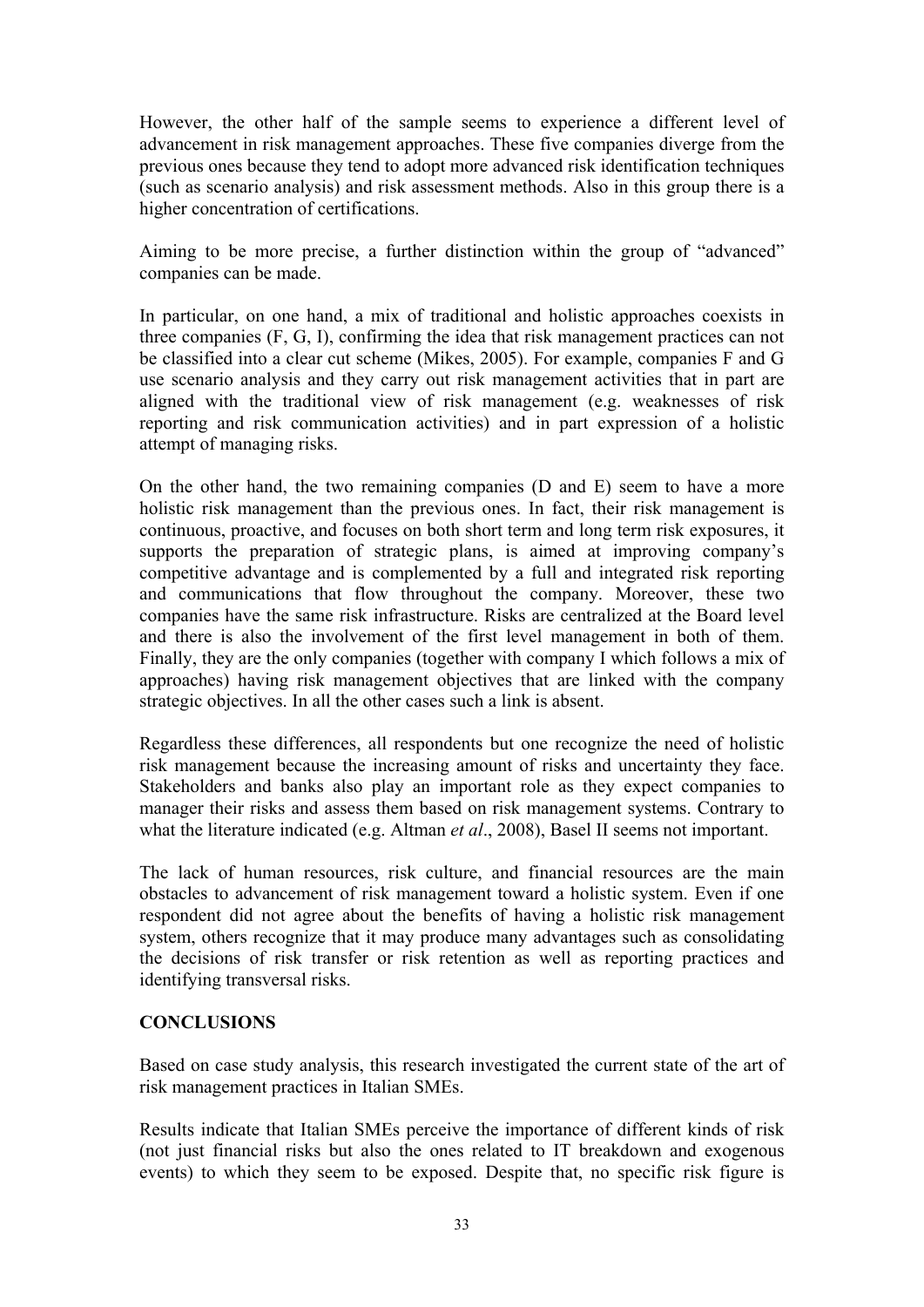However, the other half of the sample seems to experience a different level of advancement in risk management approaches. These five companies diverge from the previous ones because they tend to adopt more advanced risk identification techniques (such as scenario analysis) and risk assessment methods. Also in this group there is a higher concentration of certifications.

Aiming to be more precise, a further distinction within the group of "advanced" companies can be made.

In particular, on one hand, a mix of traditional and holistic approaches coexists in three companies (F, G, I), confirming the idea that risk management practices can not be classified into a clear cut scheme (Mikes, 2005). For example, companies F and G use scenario analysis and they carry out risk management activities that in part are aligned with the traditional view of risk management (e.g. weaknesses of risk reporting and risk communication activities) and in part expression of a holistic attempt of managing risks.

On the other hand, the two remaining companies (D and E) seem to have a more holistic risk management than the previous ones. In fact, their risk management is continuous, proactive, and focuses on both short term and long term risk exposures, it supports the preparation of strategic plans, is aimed at improving company's competitive advantage and is complemented by a full and integrated risk reporting and communications that flow throughout the company. Moreover, these two companies have the same risk infrastructure. Risks are centralized at the Board level and there is also the involvement of the first level management in both of them. Finally, they are the only companies (together with company I which follows a mix of approaches) having risk management objectives that are linked with the company strategic objectives. In all the other cases such a link is absent.

Regardless these differences, all respondents but one recognize the need of holistic risk management because the increasing amount of risks and uncertainty they face. Stakeholders and banks also play an important role as they expect companies to manager their risks and assess them based on risk management systems. Contrary to what the literature indicated (e.g. Altman *et al*., 2008), Basel II seems not important.

The lack of human resources, risk culture, and financial resources are the main obstacles to advancement of risk management toward a holistic system. Even if one respondent did not agree about the benefits of having a holistic risk management system, others recognize that it may produce many advantages such as consolidating the decisions of risk transfer or risk retention as well as reporting practices and identifying transversal risks.

## CONCLUSIONS

Based on case study analysis, this research investigated the current state of the art of risk management practices in Italian SMEs.

Results indicate that Italian SMEs perceive the importance of different kinds of risk (not just financial risks but also the ones related to IT breakdown and exogenous events) to which they seem to be exposed. Despite that, no specific risk figure is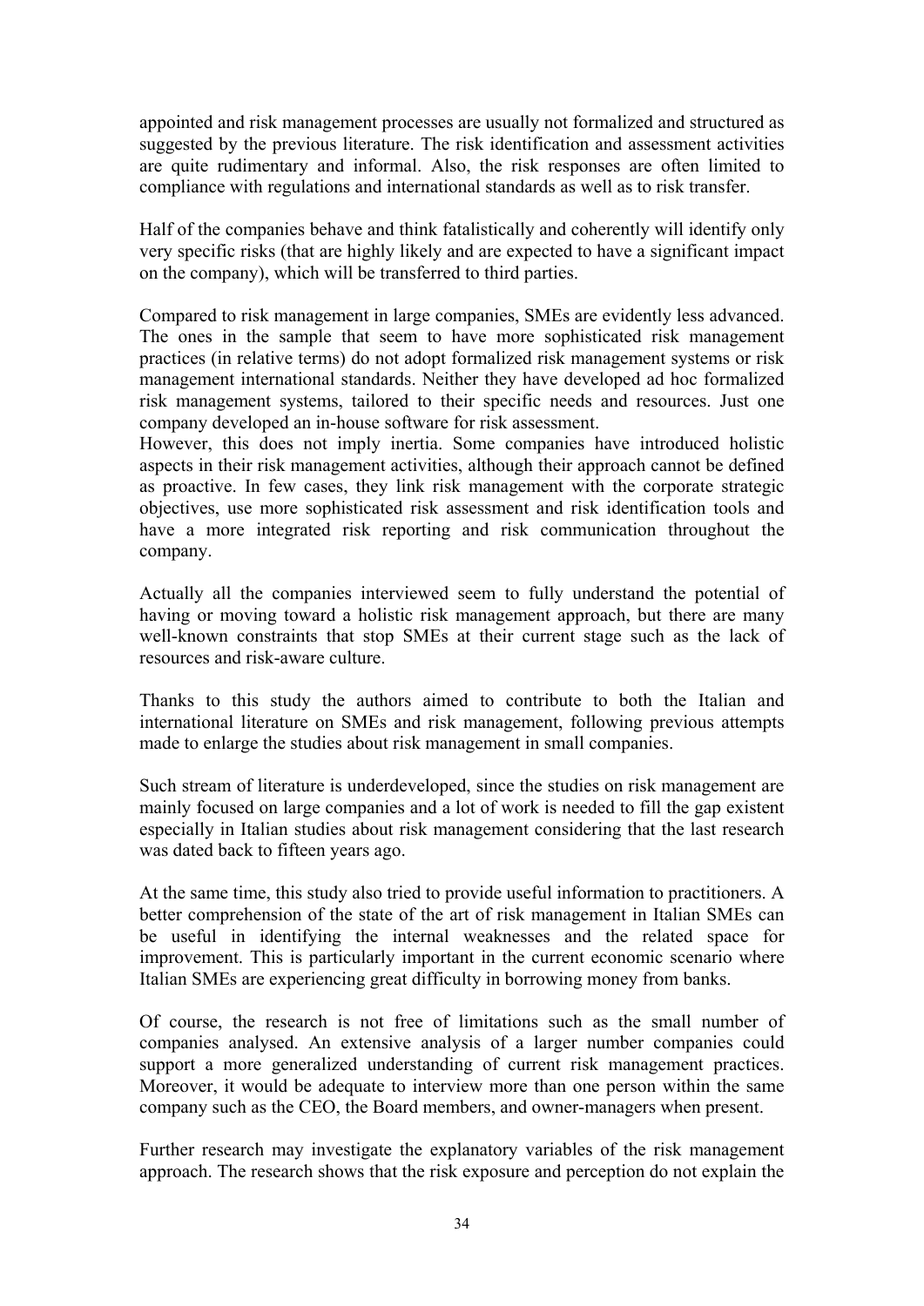appointed and risk management processes are usually not formalized and structured as suggested by the previous literature. The risk identification and assessment activities are quite rudimentary and informal. Also, the risk responses are often limited to compliance with regulations and international standards as well as to risk transfer.

Half of the companies behave and think fatalistically and coherently will identify only very specific risks (that are highly likely and are expected to have a significant impact on the company), which will be transferred to third parties.

Compared to risk management in large companies, SMEs are evidently less advanced. The ones in the sample that seem to have more sophisticated risk management practices (in relative terms) do not adopt formalized risk management systems or risk management international standards. Neither they have developed ad hoc formalized risk management systems, tailored to their specific needs and resources. Just one company developed an in-house software for risk assessment.
However, this does not imply inertia. Some companies have introduced holistic aspects in their risk management activities, although their approach cannot be defined as proactive. In few cases, they link risk management with the corporate strategic objectives, use more sophisticated risk assessment and risk identification tools and have a more integrated risk reporting and risk communication throughout the company.

Actually all the companies interviewed seem to fully understand the potential of having or moving toward a holistic risk management approach, but there are many well-known constraints that stop SMEs at their current stage such as the lack of resources and risk-aware culture.

Thanks to this study the authors aimed to contribute to both the Italian and international literature on SMEs and risk management, following previous attempts made to enlarge the studies about risk management in small companies.

Such stream of literature is underdeveloped, since the studies on risk management are mainly focused on large companies and a lot of work is needed to fill the gap existent especially in Italian studies about risk management considering that the last research was dated back to fifteen years ago.

At the same time, this study also tried to provide useful information to practitioners. A better comprehension of the state of the art of risk management in Italian SMEs can be useful in identifying the internal weaknesses and the related space for improvement. This is particularly important in the current economic scenario where Italian SMEs are experiencing great difficulty in borrowing money from banks.

Of course, the research is not free of limitations such as the small number of companies analysed. An extensive analysis of a larger number companies could support a more generalized understanding of current risk management practices. Moreover, it would be adequate to interview more than one person within the same company such as the CEO, the Board members, and owner-managers when present.

Further research may investigate the explanatory variables of the risk management approach. The research shows that the risk exposure and perception do not explain the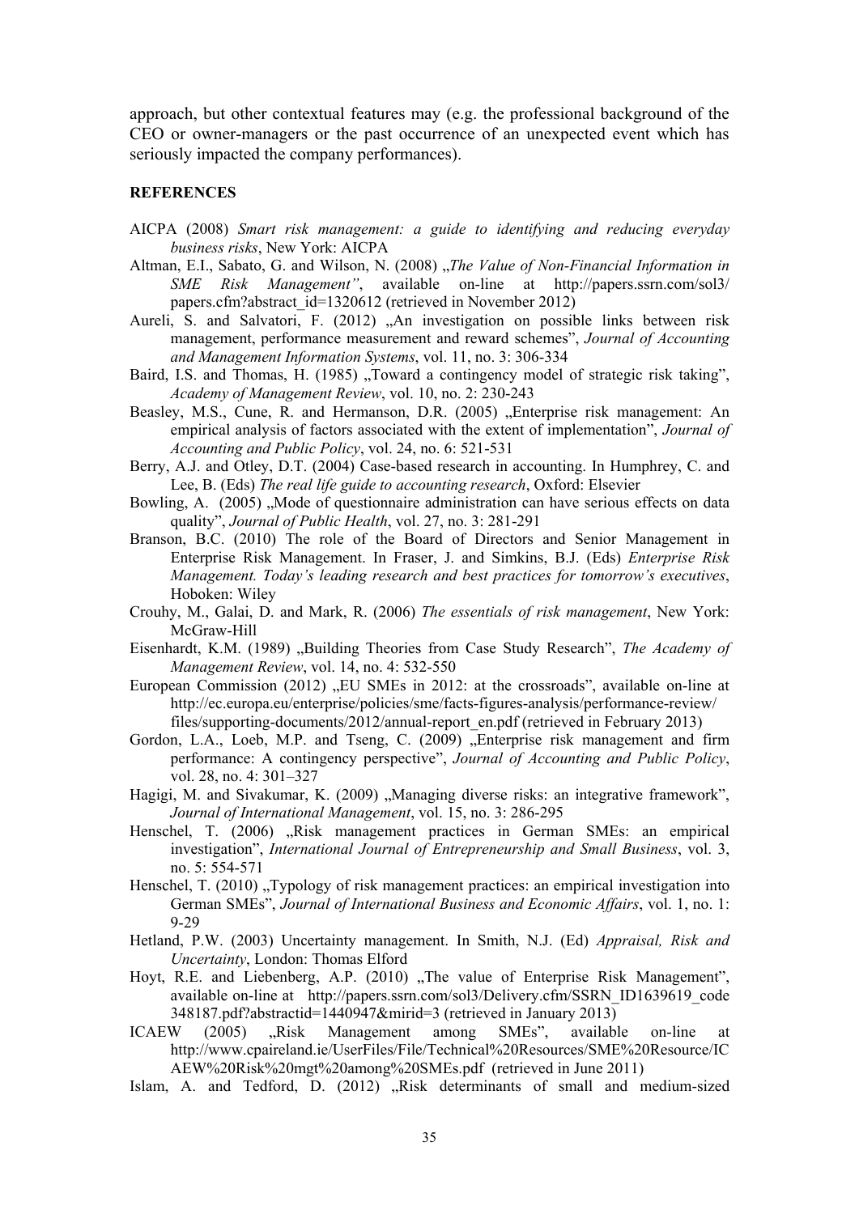approach, but other contextual features may (e.g. the professional background of the CEO or owner-managers or the past occurrence of an unexpected event which has seriously impacted the company performances).

**REFERENCES**

AICPA (2008) *Smart risk management: a guide to identifying and reducing everyday business risks*, New York: AICPA

Altman, E.I., Sabato, G. and Wilson, N. (2008) „*The Value of Non-Financial Information in SME Risk Management"*, available on-line at http://papers.ssrn.com/sol3/papers.cfm?abstract_id=1320612 (retrieved in November 2012)

Aureli, S. and Salvatori, F. (2012) „An investigation on possible links between risk management, performance measurement and reward schemes", *Journal of Accounting and Management Information Systems*, vol. 11, no. 3: 306-334

Baird, I.S. and Thomas, H. (1985) „Toward a contingency model of strategic risk taking", *Academy of Management Review*, vol. 10, no. 2: 230-243

Beasley, M.S., Cune, R. and Hermanson, D.R. (2005) „Enterprise risk management: An empirical analysis of factors associated with the extent of implementation", *Journal of Accounting and Public Policy*, vol. 24, no. 6: 521-531

Berry, A.J. and Otley, D.T. (2004) Case-based research in accounting. In Humphrey, C. and Lee, B. (Eds) *The real life guide to accounting research*, Oxford: Elsevier

Bowling, A. (2005) „Mode of questionnaire administration can have serious effects on data quality", *Journal of Public Health*, vol. 27, no. 3: 281-291

Branson, B.C. (2010) The role of the Board of Directors and Senior Management in Enterprise Risk Management. In Fraser, J. and Simkins, B.J. (Eds) *Enterprise Risk Management. Today's leading research and best practices for tomorrow's executives*, Hoboken: Wiley

Crouhy, M., Galai, D. and Mark, R. (2006) *The essentials of risk management*, New York: McGraw-Hill

Eisenhardt, K.M. (1989) „Building Theories from Case Study Research", *The Academy of Management Review*, vol. 14, no. 4: 532-550

European Commission (2012) „EU SMEs in 2012: at the crossroads", available on-line at http://ec.europa.eu/enterprise/policies/sme/facts-figures-analysis/performance-review/files/supporting-documents/2012/annual-report_en.pdf (retrieved in February 2013)

Gordon, L.A., Loeb, M.P. and Tseng, C. (2009) „Enterprise risk management and firm performance: A contingency perspective", *Journal of Accounting and Public Policy*, vol. 28, no. 4: 301–327

Hagigi, M. and Sivakumar, K. (2009) „Managing diverse risks: an integrative framework", *Journal of International Management*, vol. 15, no. 3: 286-295

Henschel, T. (2006) „Risk management practices in German SMEs: an empirical investigation", *International Journal of Entrepreneurship and Small Business*, vol. 3, no. 5: 554-571

Henschel, T. (2010) „Typology of risk management practices: an empirical investigation into German SMEs", *Journal of International Business and Economic Affairs*, vol. 1, no. 1: 9-29

Hetland, P.W. (2003) Uncertainty management. In Smith, N.J. (Ed) *Appraisal, Risk and Uncertainty*, London: Thomas Elford

Hoyt, R.E. and Liebenberg, A.P. (2010) „The value of Enterprise Risk Management", available on-line at http://papers.ssrn.com/sol3/Delivery.cfm/SSRN_ID1639619_code348187.pdf?abstractid=1440947&mirid=3 (retrieved in January 2013)

ICAEW (2005) „Risk Management among SMEs", available on-line at http://www.cpaireland.ie/UserFiles/File/Technical%20Resources/SME%20Resource/ICAEW%20Risk%20mgt%20among%20SMEs.pdf (retrieved in June 2011)

Islam, A. and Tedford, D. (2012) „Risk determinants of small and medium-sized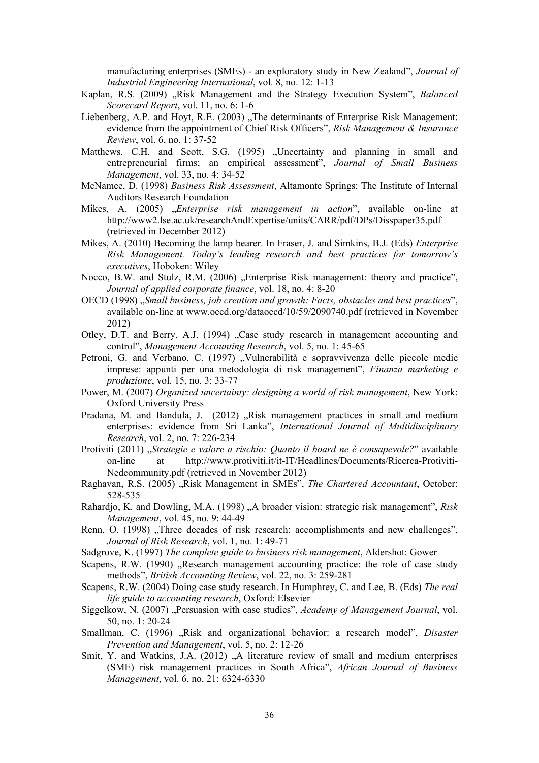manufacturing enterprises (SMEs) - an exploratory study in New Zealand", *Journal of Industrial Engineering International*, vol. 8, no. 12: 1-13

Kaplan, R.S. (2009) „Risk Management and the Strategy Execution System", *Balanced Scorecard Report*, vol. 11, no. 6: 1-6

Liebenberg, A.P. and Hoyt, R.E. (2003) „The determinants of Enterprise Risk Management: evidence from the appointment of Chief Risk Officers", *Risk Management & Insurance Review*, vol. 6, no. 1: 37-52

Matthews, C.H. and Scott, S.G. (1995) „Uncertainty and planning in small and entrepreneurial firms; an empirical assessment", *Journal of Small Business Management*, vol. 33, no. 4: 34-52

McNamee, D. (1998) *Business Risk Assessment*, Altamonte Springs: The Institute of Internal Auditors Research Foundation

Mikes, A. (2005) „*Enterprise risk management in action*", available on-line at http://www2.lse.ac.uk/researchAndExpertise/units/CARR/pdf/DPs/Disspaper35.pdf (retrieved in December 2012)

Mikes, A. (2010) Becoming the lamp bearer. In Fraser, J. and Simkins, B.J. (Eds) *Enterprise Risk Management. Today's leading research and best practices for tomorrow's executives*, Hoboken: Wiley

Nocco, B.W. and Stulz, R.M. (2006) „Enterprise Risk management: theory and practice", *Journal of applied corporate finance*, vol. 18, no. 4: 8-20

OECD (1998) „*Small business, job creation and growth: Facts, obstacles and best practices*", available on-line at www.oecd.org/dataoecd/10/59/2090740.pdf (retrieved in November 2012)

Otley, D.T. and Berry, A.J. (1994) „Case study research in management accounting and control", *Management Accounting Research*, vol. 5, no. 1: 45-65

Petroni, G. and Verbano, C. (1997) „Vulnerabilità e sopravvivenza delle piccole medie imprese: appunti per una metodologia di risk management", *Finanza marketing e produzione*, vol. 15, no. 3: 33-77

Power, M. (2007) *Organized uncertainty: designing a world of risk management*, New York: Oxford University Press

Pradana, M. and Bandula, J. (2012) „Risk management practices in small and medium enterprises: evidence from Sri Lanka", *International Journal of Multidisciplinary Research*, vol. 2, no. 7: 226-234

Protiviti (2011) „*Strategie e valore a rischio: Quanto il board ne è consapevole?*" available on-line at http://www.protiviti.it/it-IT/Headlines/Documents/Ricerca-Protiviti-Nedcommunity.pdf (retrieved in November 2012)

Raghavan, R.S. (2005) „Risk Management in SMEs", *The Chartered Accountant*, October: 528-535

Rahardjo, K. and Dowling, M.A. (1998) „A broader vision: strategic risk management", *Risk Management*, vol. 45, no. 9: 44-49

Renn, O. (1998) „Three decades of risk research: accomplishments and new challenges", *Journal of Risk Research*, vol. 1, no. 1: 49-71

Sadgrove, K. (1997) *The complete guide to business risk management*, Aldershot: Gower

Scapens, R.W. (1990) „Research management accounting practice: the role of case study methods", *British Accounting Review*, vol. 22, no. 3: 259-281

Scapens, R.W. (2004) Doing case study research. In Humphrey, C. and Lee, B. (Eds) *The real life guide to accounting research*, Oxford: Elsevier

Siggelkow, N. (2007) „Persuasion with case studies", *Academy of Management Journal*, vol. 50, no. 1: 20-24

Smallman, C. (1996) „Risk and organizational behavior: a research model", *Disaster Prevention and Management*, vol. 5, no. 2: 12-26

Smit, Y. and Watkins, J.A. (2012) „A literature review of small and medium enterprises (SME) risk management practices in South Africa", *African Journal of Business Management*, vol. 6, no. 21: 6324-6330